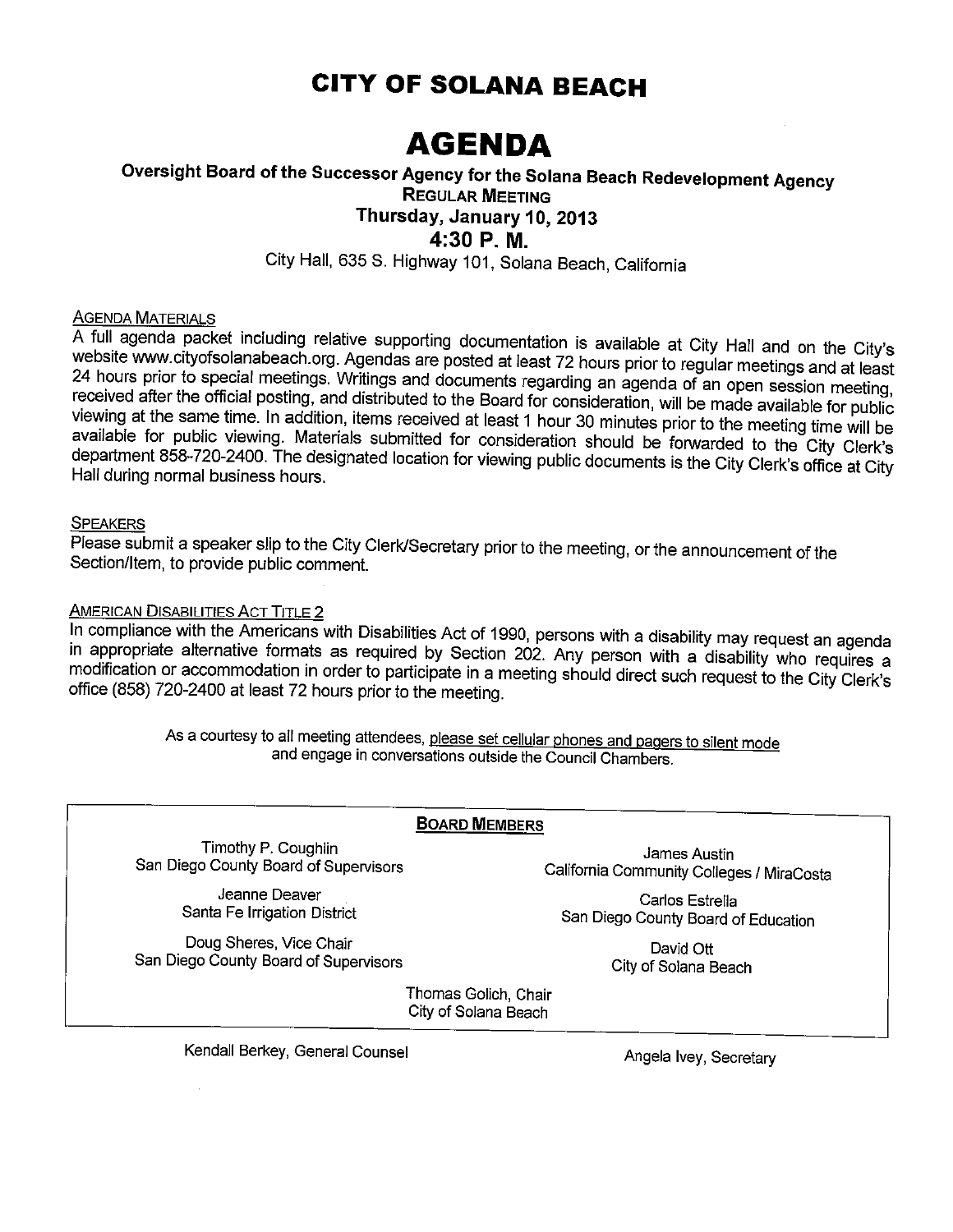# CITY OF SOLANA BEACH

# AGENDA

**Oversight Board of the Successor Agency for the Solana Beach Redevelopment Agency**
**REGULAR MEETING**
**Thursday, January 10, 2013**
**4:30 P. M.**
City Hall, 635 S. Highway 101, Solana Beach, California

AGENDA MATERIALS

A full agenda packet including relative supporting documentation is available at City Hall and on the City's website www.cityofsolanabeach.org. Agendas are posted at least 72 hours prior to regular meetings and at least 24 hours prior to special meetings. Writings and documents regarding an agenda of an open session meeting, received after the official posting, and distributed to the Board for consideration, will be made available for public viewing at the same time. In addition, items received at least 1 hour 30 minutes prior to the meeting time will be available for public viewing. Materials submitted for consideration should be forwarded to the City Clerk's department 858-720-2400. The designated location for viewing public documents is the City Clerk's office at City Hall during normal business hours.

SPEAKERS

Please submit a speaker slip to the City Clerk/Secretary prior to the meeting, or the announcement of the Section/Item, to provide public comment.

AMERICAN DISABILITIES ACT TITLE 2

In compliance with the Americans with Disabilities Act of 1990, persons with a disability may request an agenda in appropriate alternative formats as required by Section 202. Any person with a disability who requires a modification or accommodation in order to participate in a meeting should direct such request to the City Clerk's office (858) 720-2400 at least 72 hours prior to the meeting.

As a courtesy to all meeting attendees, please set cellular phones and pagers to silent mode and engage in conversations outside the Council Chambers.

**BOARD MEMBERS**

Timothy P. Coughlin
San Diego County Board of Supervisors

James Austin
California Community Colleges / MiraCosta

Jeanne Deaver
Santa Fe Irrigation District

Carlos Estrella
San Diego County Board of Education

Doug Sheres, Vice Chair
San Diego County Board of Supervisors

David Ott
City of Solana Beach

Thomas Golich, Chair
City of Solana Beach

Kendall Berkey, General Counsel

Angela Ivey, Secretary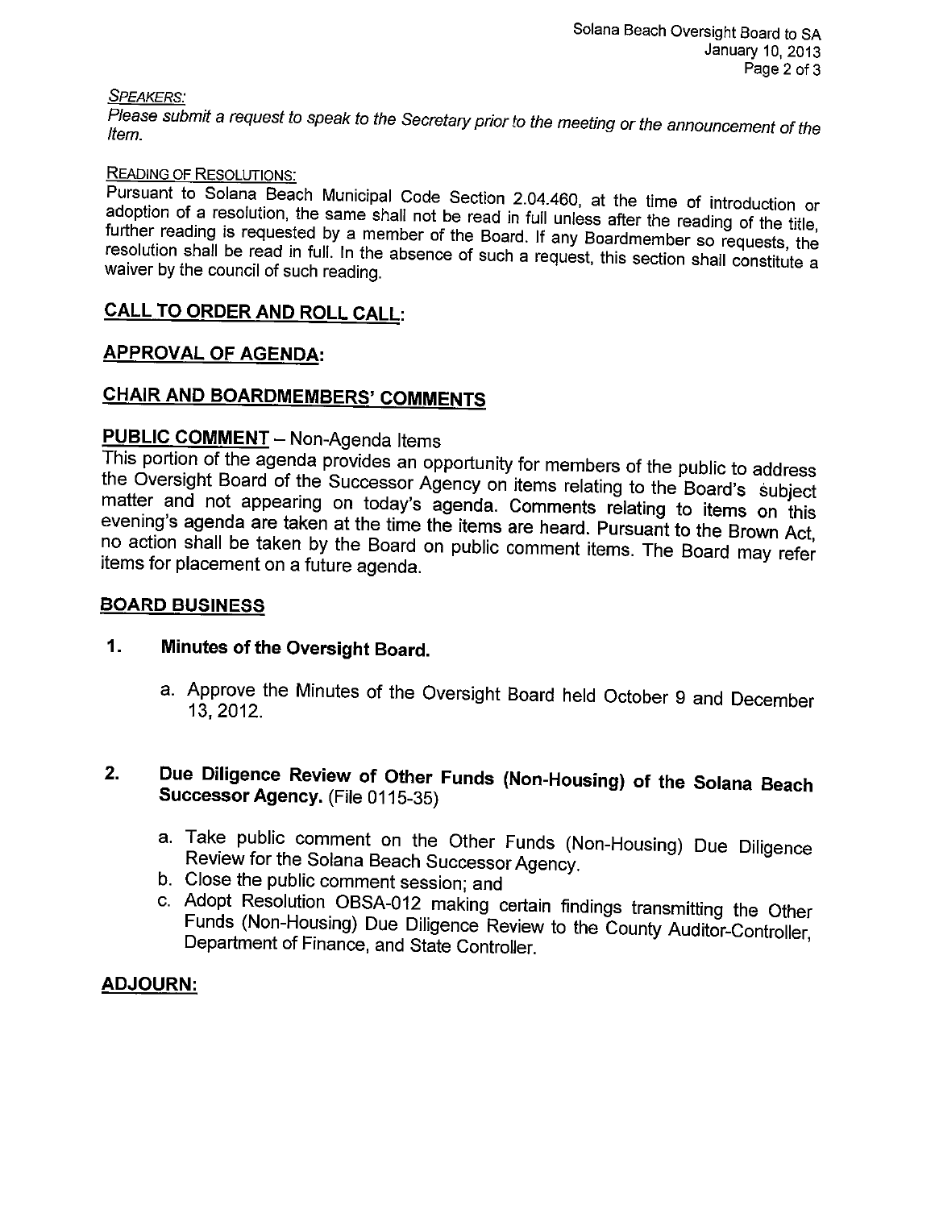*SPEAKERS:*

*Please submit a request to speak to the Secretary prior to the meeting or the announcement of the Item.*

READING OF RESOLUTIONS:

Pursuant to Solana Beach Municipal Code Section 2.04.460, at the time of introduction or adoption of a resolution, the same shall not be read in full unless after the reading of the title, further reading is requested by a member of the Board. If any Boardmember so requests, the resolution shall be read in full. In the absence of such a request, this section shall constitute a waiver by the council of such reading.

## CALL TO ORDER AND ROLL CALL:

## APPROVAL OF AGENDA:

## CHAIR AND BOARDMEMBERS' COMMENTS

## PUBLIC COMMENT – Non-Agenda Items

This portion of the agenda provides an opportunity for members of the public to address the Oversight Board of the Successor Agency on items relating to the Board's subject matter and not appearing on today's agenda. Comments relating to items on this evening's agenda are taken at the time the items are heard. Pursuant to the Brown Act, no action shall be taken by the Board on public comment items. The Board may refer items for placement on a future agenda.

## BOARD BUSINESS

### 1. Minutes of the Oversight Board.

a. Approve the Minutes of the Oversight Board held October 9 and December 13, 2012.

### 2. Due Diligence Review of Other Funds (Non-Housing) of the Solana Beach Successor Agency. (File 0115-35)

a. Take public comment on the Other Funds (Non-Housing) Due Diligence Review for the Solana Beach Successor Agency.
b. Close the public comment session; and
c. Adopt Resolution OBSA-012 making certain findings transmitting the Other Funds (Non-Housing) Due Diligence Review to the County Auditor-Controller, Department of Finance, and State Controller.

## ADJOURN: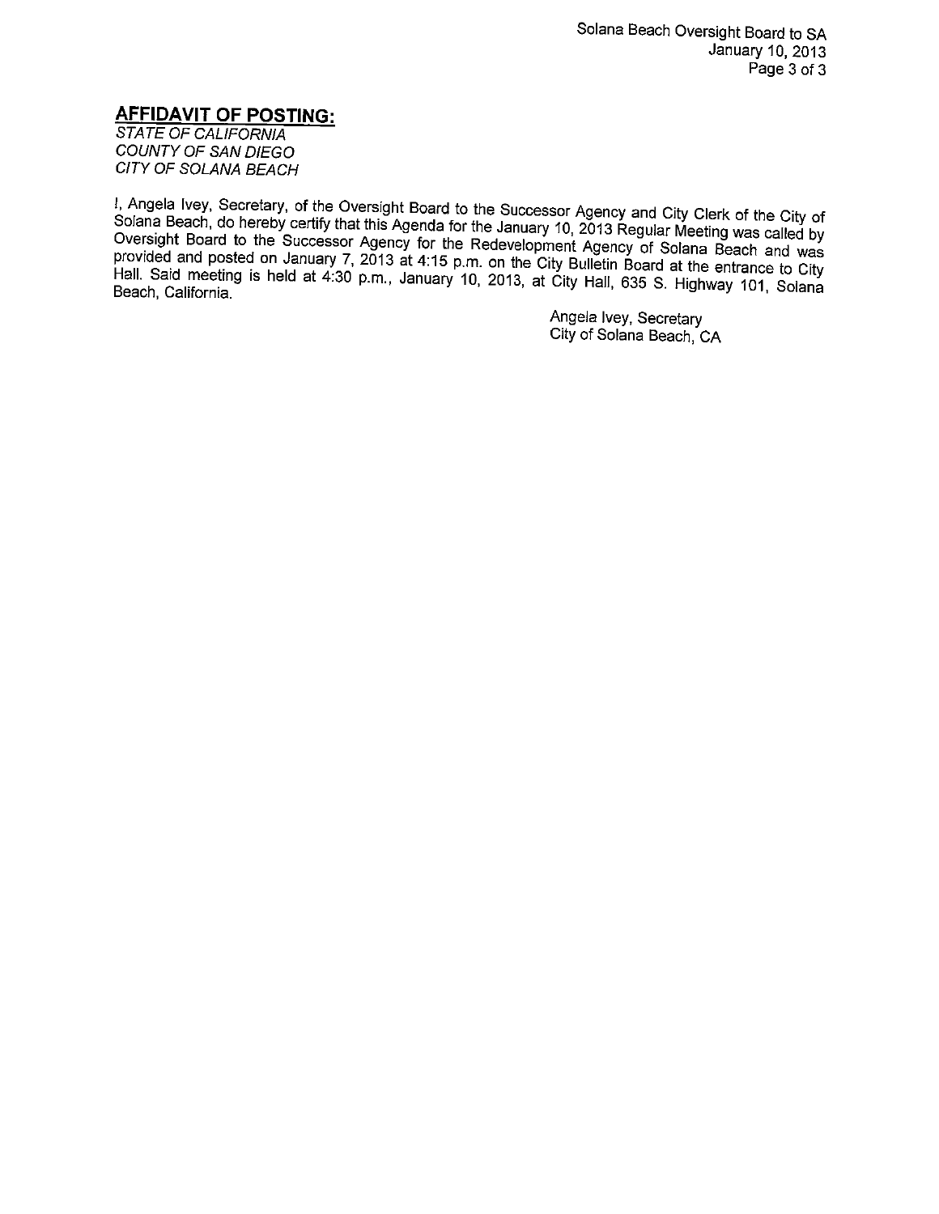## AFFIDAVIT OF POSTING:

*STATE OF CALIFORNIA*
*COUNTY OF SAN DIEGO*
*CITY OF SOLANA BEACH*

I, Angela Ivey, Secretary, of the Oversight Board to the Successor Agency and City Clerk of the City of Solana Beach, do hereby certify that this Agenda for the January 10, 2013 Regular Meeting was called by Oversight Board to the Successor Agency for the Redevelopment Agency of Solana Beach and was provided and posted on January 7, 2013 at 4:15 p.m. on the City Bulletin Board at the entrance to City Hall. Said meeting is held at 4:30 p.m., January 10, 2013, at City Hall, 635 S. Highway 101, Solana Beach, California.

Angela Ivey, Secretary
City of Solana Beach, CA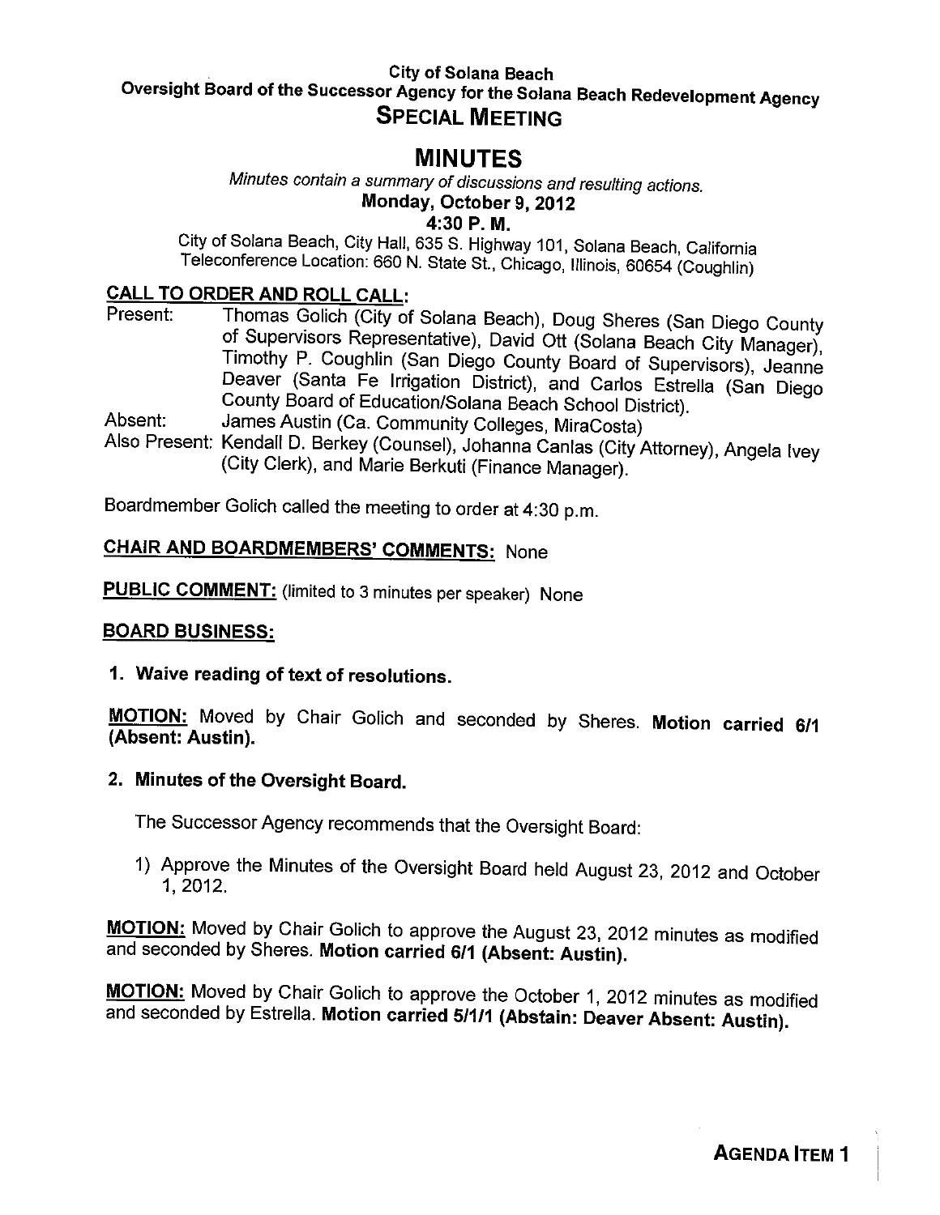City of Solana Beach

Oversight Board of the Successor Agency for the Solana Beach Redevelopment Agency

**SPECIAL MEETING**

# MINUTES

*Minutes contain a summary of discussions and resulting actions.*

**Monday, October 9, 2012**

**4:30 P. M.**

City of Solana Beach, City Hall, 635 S. Highway 101, Solana Beach, California
Teleconference Location: 660 N. State St., Chicago, Illinois, 60654 (Coughlin)

## CALL TO ORDER AND ROLL CALL:

Present: Thomas Golich (City of Solana Beach), Doug Sheres (San Diego County of Supervisors Representative), David Ott (Solana Beach City Manager), Timothy P. Coughlin (San Diego County Board of Supervisors), Jeanne Deaver (Santa Fe Irrigation District), and Carlos Estrella (San Diego County Board of Education/Solana Beach School District).

Absent: James Austin (Ca. Community Colleges, MiraCosta)

Also Present: Kendall D. Berkey (Counsel), Johanna Canlas (City Attorney), Angela Ivey (City Clerk), and Marie Berkuti (Finance Manager).

Boardmember Golich called the meeting to order at 4:30 p.m.

**CHAIR AND BOARDMEMBERS' COMMENTS:** None

**PUBLIC COMMENT:** (limited to 3 minutes per speaker) None

## BOARD BUSINESS:

**1. Waive reading of text of resolutions.**

**MOTION:** Moved by Chair Golich and seconded by Sheres. **Motion carried 6/1 (Absent: Austin).**

**2. Minutes of the Oversight Board.**

The Successor Agency recommends that the Oversight Board:

1) Approve the Minutes of the Oversight Board held August 23, 2012 and October 1, 2012.

**MOTION:** Moved by Chair Golich to approve the August 23, 2012 minutes as modified and seconded by Sheres. **Motion carried 6/1 (Absent: Austin).**

**MOTION:** Moved by Chair Golich to approve the October 1, 2012 minutes as modified and seconded by Estrella. **Motion carried 5/1/1 (Abstain: Deaver Absent: Austin).**

**AGENDA ITEM 1**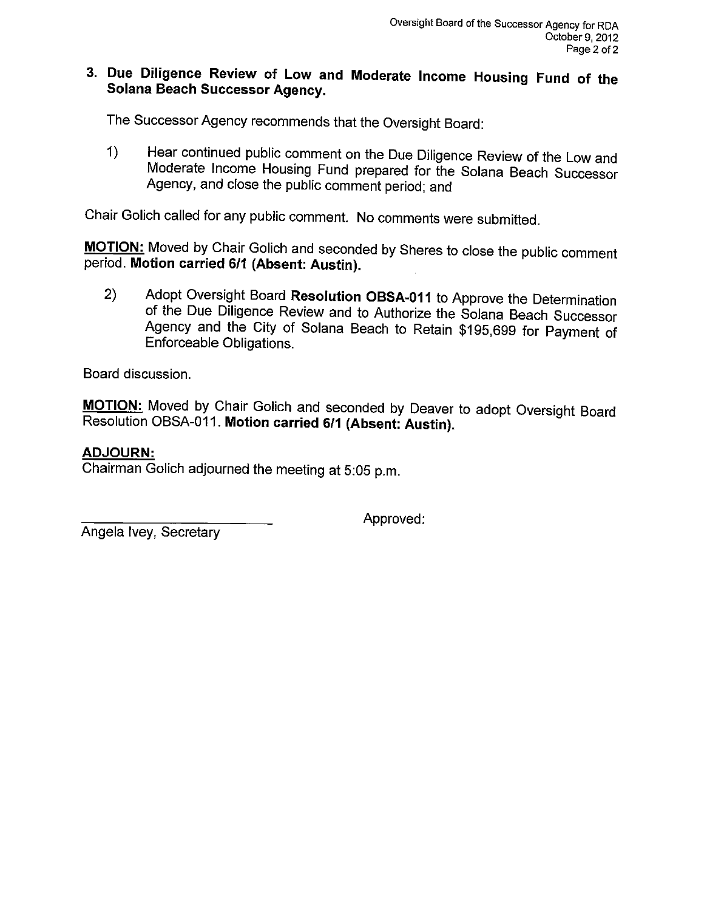### 3. Due Diligence Review of Low and Moderate Income Housing Fund of the Solana Beach Successor Agency.

The Successor Agency recommends that the Oversight Board:

1) Hear continued public comment on the Due Diligence Review of the Low and Moderate Income Housing Fund prepared for the Solana Beach Successor Agency, and close the public comment period; and

Chair Golich called for any public comment. No comments were submitted.

**MOTION:** Moved by Chair Golich and seconded by Sheres to close the public comment period. **Motion carried 6/1 (Absent: Austin).**

2) Adopt Oversight Board **Resolution OBSA-011** to Approve the Determination of the Due Diligence Review and to Authorize the Solana Beach Successor Agency and the City of Solana Beach to Retain $195,699 for Payment of Enforceable Obligations.

Board discussion.

**MOTION:** Moved by Chair Golich and seconded by Deaver to adopt Oversight Board Resolution OBSA-011. **Motion carried 6/1 (Absent: Austin).**

**ADJOURN:**
Chairman Golich adjourned the meeting at 5:05 p.m.

\_\_\_\_\_\_\_\_\_\_\_\_\_\_\_\_\_\_\_\_\_\_\_\_
Angela Ivey, Secretary

Approved: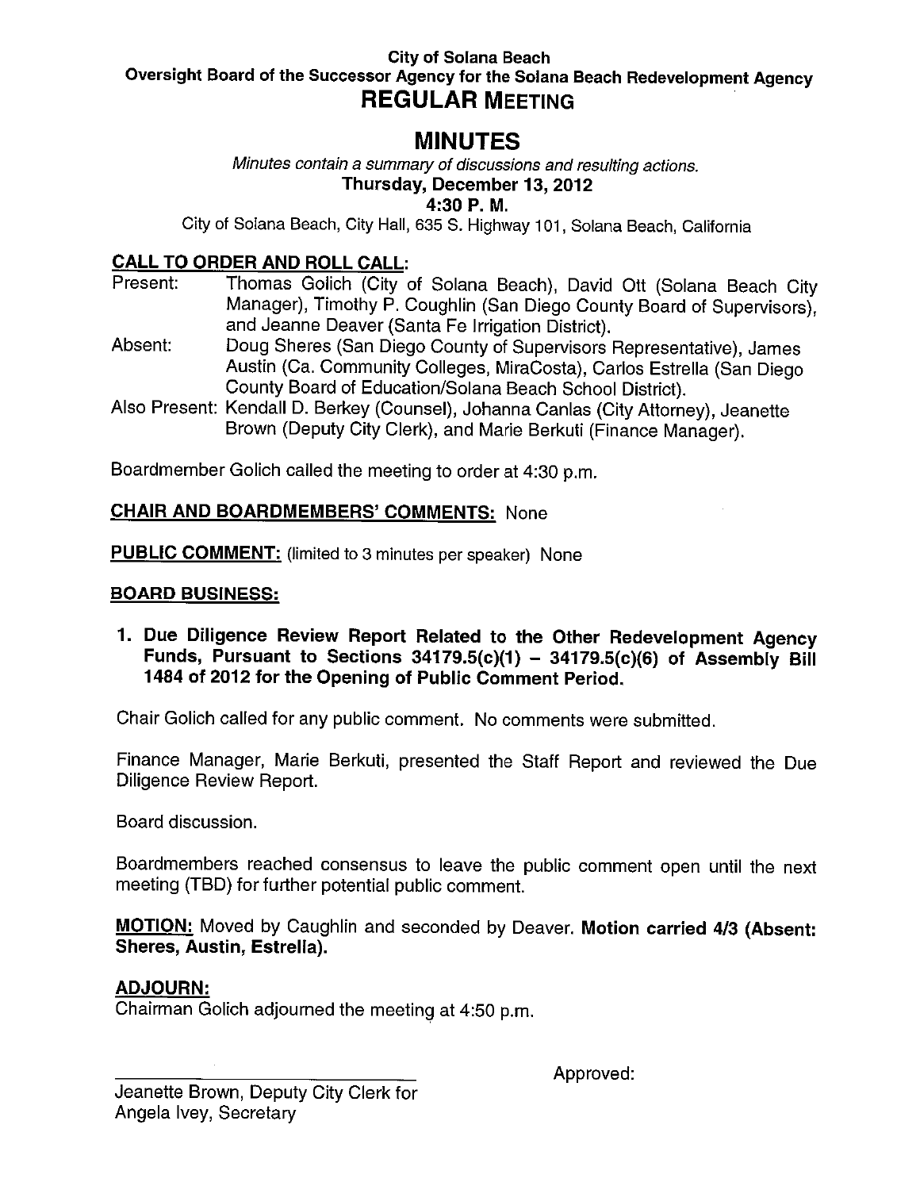**City of Solana Beach**
**Oversight Board of the Successor Agency for the Solana Beach Redevelopment Agency**

# REGULAR MEETING

# MINUTES

*Minutes contain a summary of discussions and resulting actions.*

**Thursday, December 13, 2012**
**4:30 P. M.**

City of Solana Beach, City Hall, 635 S. Highway 101, Solana Beach, California

## CALL TO ORDER AND ROLL CALL:

Present: Thomas Golich (City of Solana Beach), David Ott (Solana Beach City Manager), Timothy P. Coughlin (San Diego County Board of Supervisors), and Jeanne Deaver (Santa Fe Irrigation District).

Absent: Doug Sheres (San Diego County of Supervisors Representative), James Austin (Ca. Community Colleges, MiraCosta), Carlos Estrella (San Diego County Board of Education/Solana Beach School District).

Also Present: Kendall D. Berkey (Counsel), Johanna Canlas (City Attorney), Jeanette Brown (Deputy City Clerk), and Marie Berkuti (Finance Manager).

Boardmember Golich called the meeting to order at 4:30 p.m.

**CHAIR AND BOARDMEMBERS' COMMENTS:** None

**PUBLIC COMMENT:** (limited to 3 minutes per speaker) None

## BOARD BUSINESS:

**1. Due Diligence Review Report Related to the Other Redevelopment Agency Funds, Pursuant to Sections 34179.5(c)(1) – 34179.5(c)(6) of Assembly Bill 1484 of 2012 for the Opening of Public Comment Period.**

Chair Golich called for any public comment. No comments were submitted.

Finance Manager, Marie Berkuti, presented the Staff Report and reviewed the Due Diligence Review Report.

Board discussion.

Boardmembers reached consensus to leave the public comment open until the next meeting (TBD) for further potential public comment.

**MOTION:** Moved by Caughlin and seconded by Deaver. **Motion carried 4/3 (Absent: Sheres, Austin, Estrella).**

## ADJOURN:

Chairman Golich adjourned the meeting at 4:50 p.m.

______________________________
Jeanette Brown, Deputy City Clerk for
Angela Ivey, Secretary

Approved: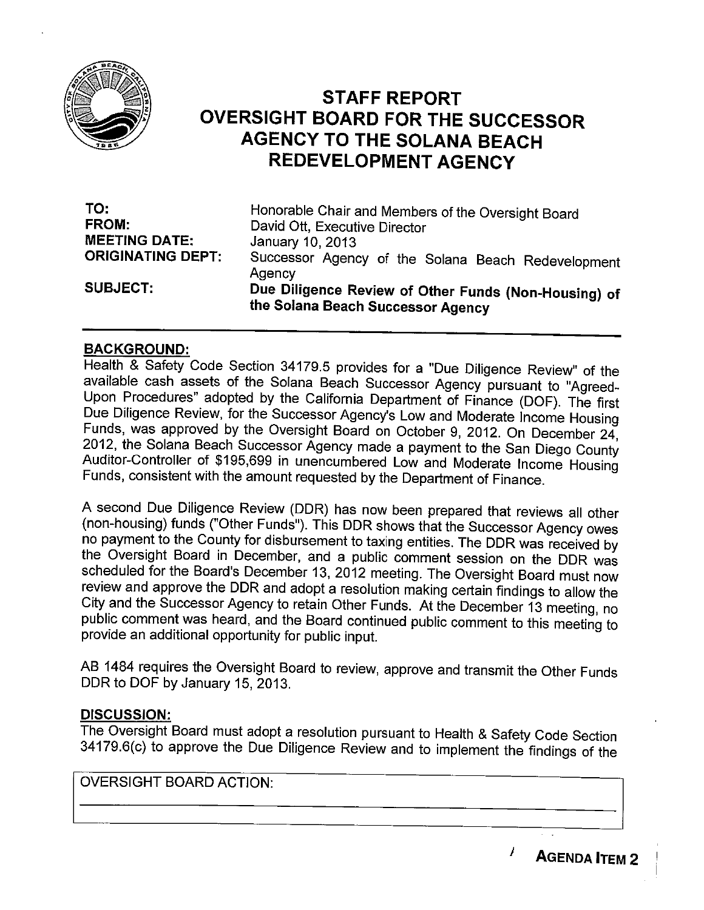# STAFF REPORT
# OVERSIGHT BOARD FOR THE SUCCESSOR AGENCY TO THE SOLANA BEACH REDEVELOPMENT AGENCY

| | |
|---|---|
| **TO:** | Honorable Chair and Members of the Oversight Board |
| **FROM:** | David Ott, Executive Director |
| **MEETING DATE:** | January 10, 2013 |
| **ORIGINATING DEPT:** | Successor Agency of the Solana Beach Redevelopment Agency |
| **SUBJECT:** | **Due Diligence Review of Other Funds (Non-Housing) of the Solana Beach Successor Agency** |

## BACKGROUND:

Health & Safety Code Section 34179.5 provides for a "Due Diligence Review" of the available cash assets of the Solana Beach Successor Agency pursuant to "Agreed-Upon Procedures" adopted by the California Department of Finance (DOF). The first Due Diligence Review, for the Successor Agency's Low and Moderate Income Housing Funds, was approved by the Oversight Board on October 9, 2012. On December 24, 2012, the Solana Beach Successor Agency made a payment to the San Diego County Auditor-Controller of $195,699 in unencumbered Low and Moderate Income Housing Funds, consistent with the amount requested by the Department of Finance.

A second Due Diligence Review (DDR) has now been prepared that reviews all other (non-housing) funds ("Other Funds"). This DDR shows that the Successor Agency owes no payment to the County for disbursement to taxing entities. The DDR was received by the Oversight Board in December, and a public comment session on the DDR was scheduled for the Board's December 13, 2012 meeting. The Oversight Board must now review and approve the DDR and adopt a resolution making certain findings to allow the City and the Successor Agency to retain Other Funds. At the December 13 meeting, no public comment was heard, and the Board continued public comment to this meeting to provide an additional opportunity for public input.

AB 1484 requires the Oversight Board to review, approve and transmit the Other Funds DDR to DOF by January 15, 2013.

## DISCUSSION:

The Oversight Board must adopt a resolution pursuant to Health & Safety Code Section 34179.6(c) to approve the Due Diligence Review and to implement the findings of the

OVERSIGHT BOARD ACTION:

______________________________________________

**AGENDA ITEM 2**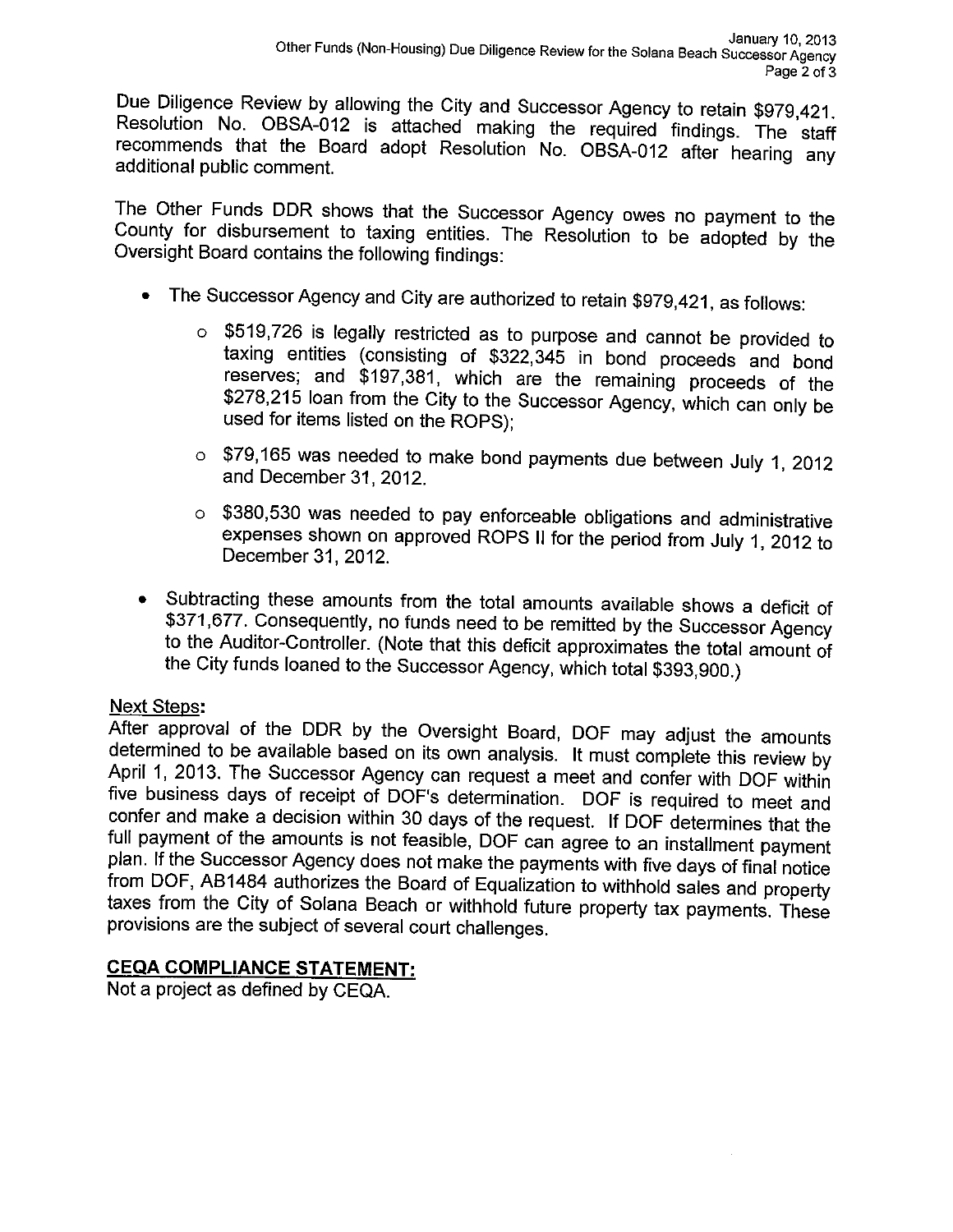Due Diligence Review by allowing the City and Successor Agency to retain $979,421. Resolution No. OBSA-012 is attached making the required findings. The staff recommends that the Board adopt Resolution No. OBSA-012 after hearing any additional public comment.

The Other Funds DDR shows that the Successor Agency owes no payment to the County for disbursement to taxing entities. The Resolution to be adopted by the Oversight Board contains the following findings:

- The Successor Agency and City are authorized to retain $979,421, as follows:
  - $519,726 is legally restricted as to purpose and cannot be provided to taxing entities (consisting of $322,345 in bond proceeds and bond reserves; and $197,381, which are the remaining proceeds of the $278,215 loan from the City to the Successor Agency, which can only be used for items listed on the ROPS);
  - $79,165 was needed to make bond payments due between July 1, 2012 and December 31, 2012.
  - $380,530 was needed to pay enforceable obligations and administrative expenses shown on approved ROPS II for the period from July 1, 2012 to December 31, 2012.
- Subtracting these amounts from the total amounts available shows a deficit of $371,677. Consequently, no funds need to be remitted by the Successor Agency to the Auditor-Controller. (Note that this deficit approximates the total amount of the City funds loaned to the Successor Agency, which total $393,900.)

**Next Steps:**

After approval of the DDR by the Oversight Board, DOF may adjust the amounts determined to be available based on its own analysis. It must complete this review by April 1, 2013. The Successor Agency can request a meet and confer with DOF within five business days of receipt of DOF's determination. DOF is required to meet and confer and make a decision within 30 days of the request. If DOF determines that the full payment of the amounts is not feasible, DOF can agree to an installment payment plan. If the Successor Agency does not make the payments with five days of final notice from DOF, AB1484 authorizes the Board of Equalization to withhold sales and property taxes from the City of Solana Beach or withhold future property tax payments. These provisions are the subject of several court challenges.

## CEQA COMPLIANCE STATEMENT:

Not a project as defined by CEQA.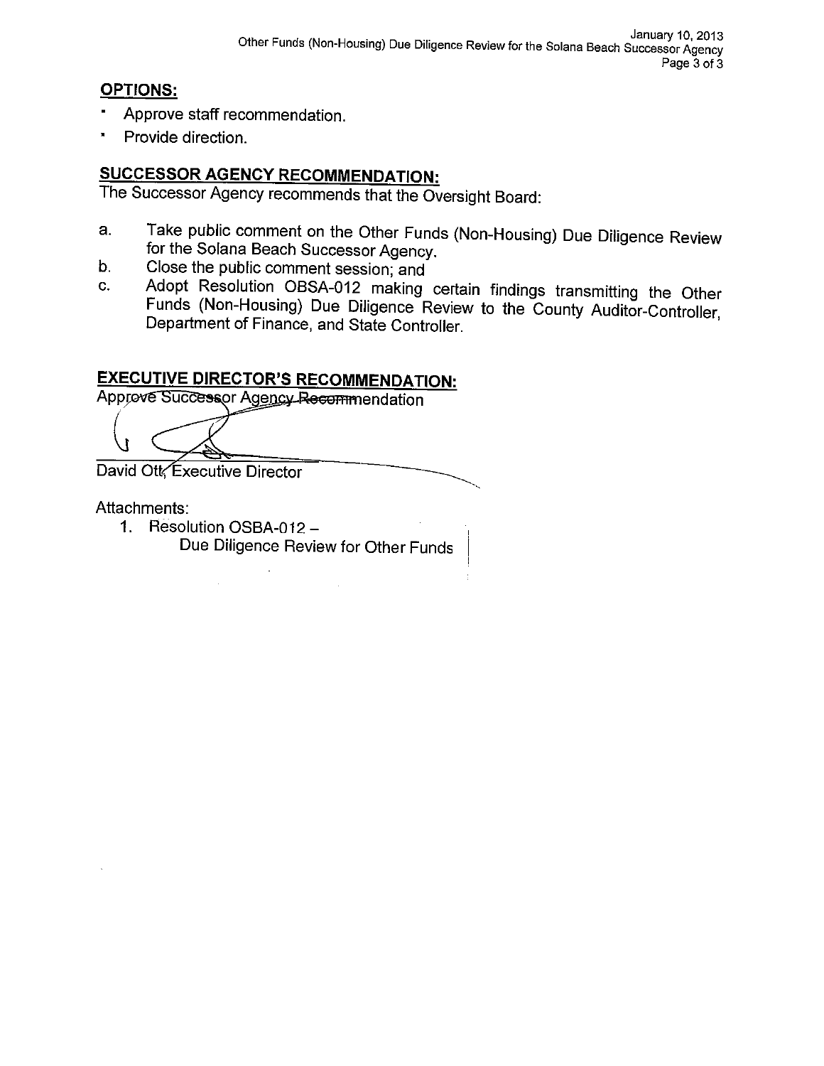**OPTIONS:**

- Approve staff recommendation.
- Provide direction.

**SUCCESSOR AGENCY RECOMMENDATION:**

The Successor Agency recommends that the Oversight Board:

a. Take public comment on the Other Funds (Non-Housing) Due Diligence Review for the Solana Beach Successor Agency.
b. Close the public comment session; and
c. Adopt Resolution OBSA-012 making certain findings transmitting the Other Funds (Non-Housing) Due Diligence Review to the County Auditor-Controller, Department of Finance, and State Controller.

**EXECUTIVE DIRECTOR'S RECOMMENDATION:**

Approve Successor Agency Recommendation

David Ott, Executive Director

Attachments:

1. Resolution OSBA-012 –
   Due Diligence Review for Other Funds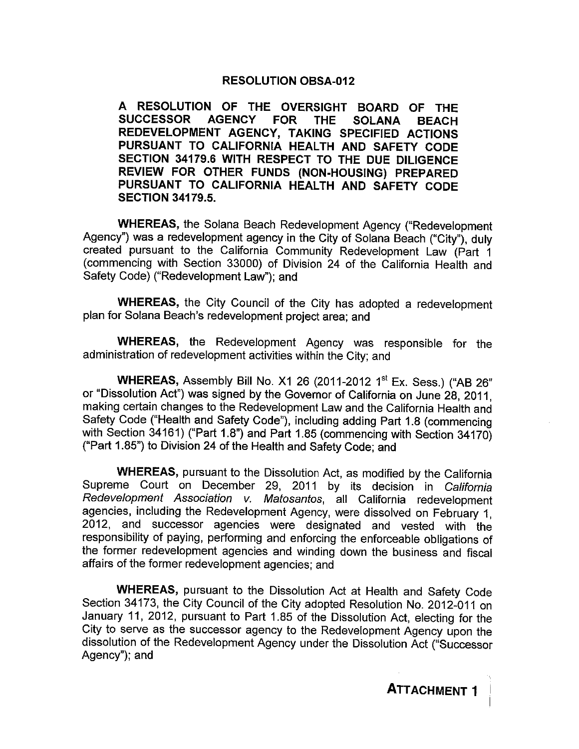**RESOLUTION OBSA-012**

**A RESOLUTION OF THE OVERSIGHT BOARD OF THE SUCCESSOR AGENCY FOR THE SOLANA BEACH REDEVELOPMENT AGENCY, TAKING SPECIFIED ACTIONS PURSUANT TO CALIFORNIA HEALTH AND SAFETY CODE SECTION 34179.6 WITH RESPECT TO THE DUE DILIGENCE REVIEW FOR OTHER FUNDS (NON-HOUSING) PREPARED PURSUANT TO CALIFORNIA HEALTH AND SAFETY CODE SECTION 34179.5.**

**WHEREAS,** the Solana Beach Redevelopment Agency ("Redevelopment Agency") was a redevelopment agency in the City of Solana Beach ("City"), duly created pursuant to the California Community Redevelopment Law (Part 1 (commencing with Section 33000) of Division 24 of the California Health and Safety Code) ("Redevelopment Law"); and

**WHEREAS,** the City Council of the City has adopted a redevelopment plan for Solana Beach's redevelopment project area; and

**WHEREAS,** the Redevelopment Agency was responsible for the administration of redevelopment activities within the City; and

**WHEREAS,** Assembly Bill No. X1 26 (2011-2012 1st Ex. Sess.) ("AB 26" or "Dissolution Act") was signed by the Governor of California on June 28, 2011, making certain changes to the Redevelopment Law and the California Health and Safety Code ("Health and Safety Code"), including adding Part 1.8 (commencing with Section 34161) ("Part 1.8") and Part 1.85 (commencing with Section 34170) ("Part 1.85") to Division 24 of the Health and Safety Code; and

**WHEREAS,** pursuant to the Dissolution Act, as modified by the California Supreme Court on December 29, 2011 by its decision in *California Redevelopment Association v. Matosantos*, all California redevelopment agencies, including the Redevelopment Agency, were dissolved on February 1, 2012, and successor agencies were designated and vested with the responsibility of paying, performing and enforcing the enforceable obligations of the former redevelopment agencies and winding down the business and fiscal affairs of the former redevelopment agencies; and

**WHEREAS,** pursuant to the Dissolution Act at Health and Safety Code Section 34173, the City Council of the City adopted Resolution No. 2012-011 on January 11, 2012, pursuant to Part 1.85 of the Dissolution Act, electing for the City to serve as the successor agency to the Redevelopment Agency upon the dissolution of the Redevelopment Agency under the Dissolution Act ("Successor Agency"); and

**ATTACHMENT 1**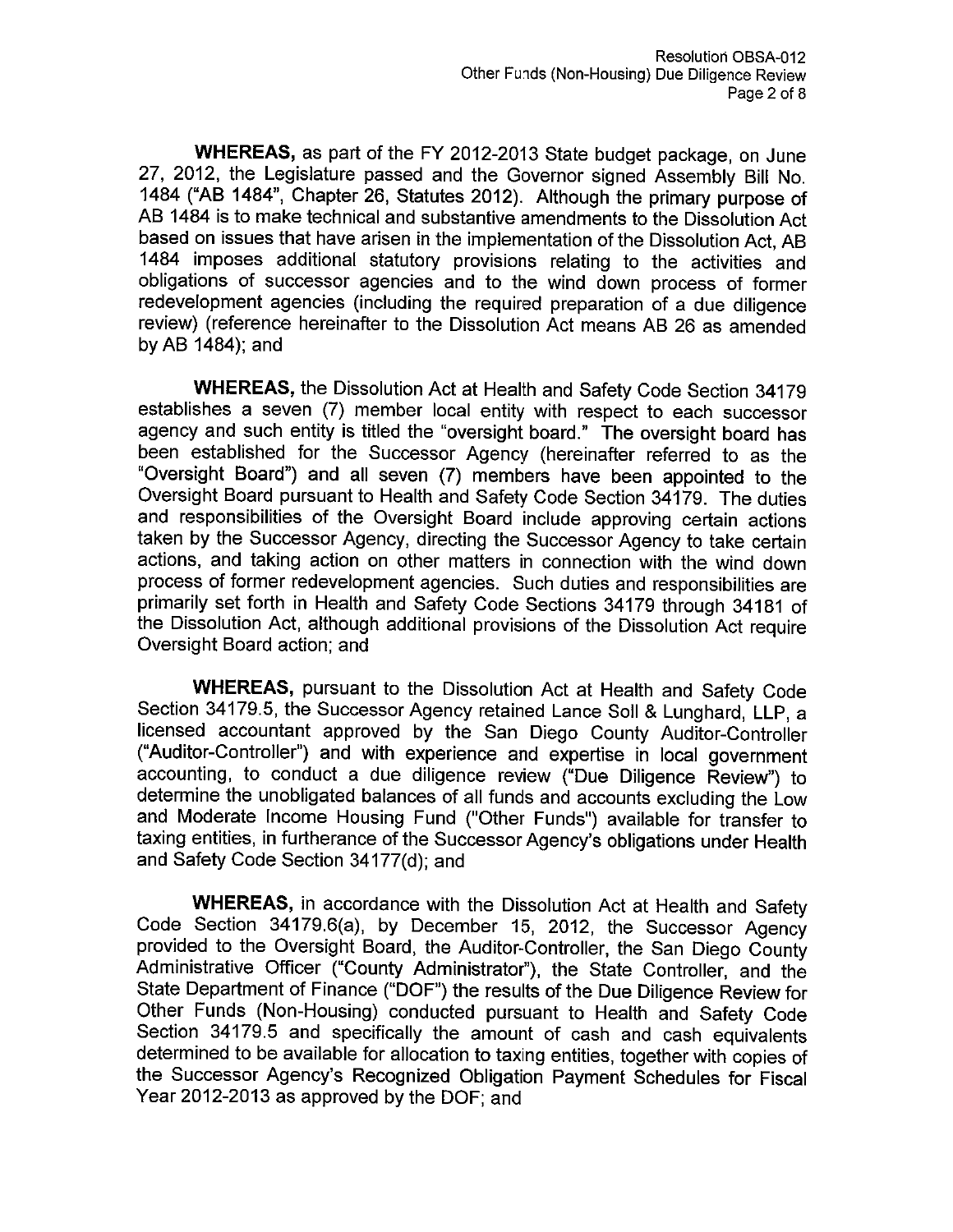**WHEREAS,** as part of the FY 2012-2013 State budget package, on June 27, 2012, the Legislature passed and the Governor signed Assembly Bill No. 1484 ("AB 1484", Chapter 26, Statutes 2012). Although the primary purpose of AB 1484 is to make technical and substantive amendments to the Dissolution Act based on issues that have arisen in the implementation of the Dissolution Act, AB 1484 imposes additional statutory provisions relating to the activities and obligations of successor agencies and to the wind down process of former redevelopment agencies (including the required preparation of a due diligence review) (reference hereinafter to the Dissolution Act means AB 26 as amended by AB 1484); and

**WHEREAS,** the Dissolution Act at Health and Safety Code Section 34179 establishes a seven (7) member local entity with respect to each successor agency and such entity is titled the "oversight board." The oversight board has been established for the Successor Agency (hereinafter referred to as the "Oversight Board") and all seven (7) members have been appointed to the Oversight Board pursuant to Health and Safety Code Section 34179. The duties and responsibilities of the Oversight Board include approving certain actions taken by the Successor Agency, directing the Successor Agency to take certain actions, and taking action on other matters in connection with the wind down process of former redevelopment agencies. Such duties and responsibilities are primarily set forth in Health and Safety Code Sections 34179 through 34181 of the Dissolution Act, although additional provisions of the Dissolution Act require Oversight Board action; and

**WHEREAS,** pursuant to the Dissolution Act at Health and Safety Code Section 34179.5, the Successor Agency retained Lance Soll & Lunghard, LLP, a licensed accountant approved by the San Diego County Auditor-Controller ("Auditor-Controller") and with experience and expertise in local government accounting, to conduct a due diligence review ("Due Diligence Review") to determine the unobligated balances of all funds and accounts excluding the Low and Moderate Income Housing Fund ("Other Funds") available for transfer to taxing entities, in furtherance of the Successor Agency's obligations under Health and Safety Code Section 34177(d); and

**WHEREAS,** in accordance with the Dissolution Act at Health and Safety Code Section 34179.6(a), by December 15, 2012, the Successor Agency provided to the Oversight Board, the Auditor-Controller, the San Diego County Administrative Officer ("County Administrator"), the State Controller, and the State Department of Finance ("DOF") the results of the Due Diligence Review for Other Funds (Non-Housing) conducted pursuant to Health and Safety Code Section 34179.5 and specifically the amount of cash and cash equivalents determined to be available for allocation to taxing entities, together with copies of the Successor Agency's Recognized Obligation Payment Schedules for Fiscal Year 2012-2013 as approved by the DOF; and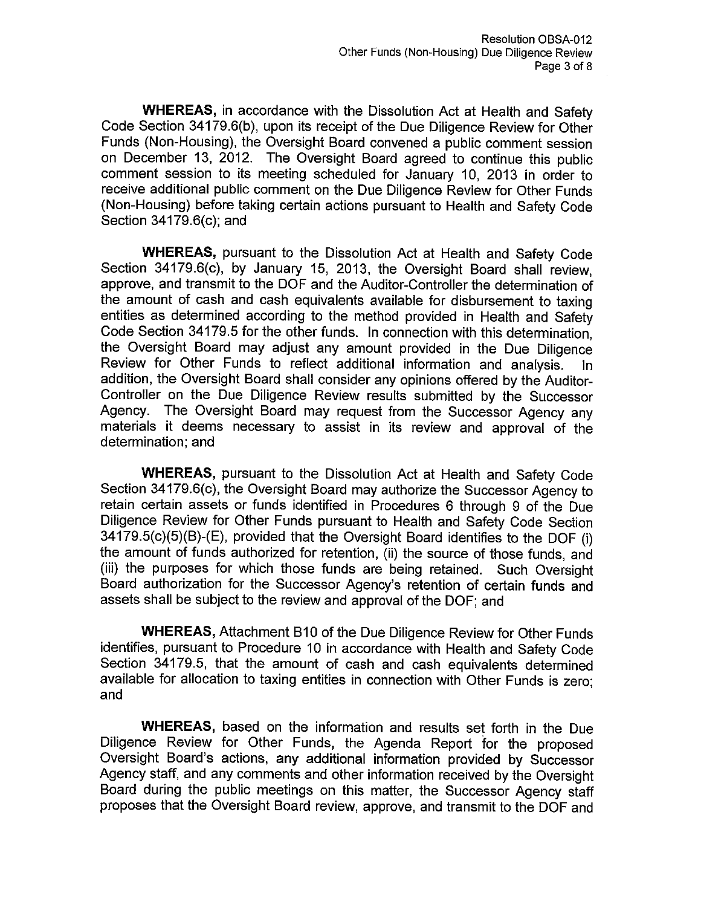**WHEREAS,** in accordance with the Dissolution Act at Health and Safety Code Section 34179.6(b), upon its receipt of the Due Diligence Review for Other Funds (Non-Housing), the Oversight Board convened a public comment session on December 13, 2012. The Oversight Board agreed to continue this public comment session to its meeting scheduled for January 10, 2013 in order to receive additional public comment on the Due Diligence Review for Other Funds (Non-Housing) before taking certain actions pursuant to Health and Safety Code Section 34179.6(c); and

**WHEREAS,** pursuant to the Dissolution Act at Health and Safety Code Section 34179.6(c), by January 15, 2013, the Oversight Board shall review, approve, and transmit to the DOF and the Auditor-Controller the determination of the amount of cash and cash equivalents available for disbursement to taxing entities as determined according to the method provided in Health and Safety Code Section 34179.5 for the other funds. In connection with this determination, the Oversight Board may adjust any amount provided in the Due Diligence Review for Other Funds to reflect additional information and analysis. In addition, the Oversight Board shall consider any opinions offered by the Auditor-Controller on the Due Diligence Review results submitted by the Successor Agency. The Oversight Board may request from the Successor Agency any materials it deems necessary to assist in its review and approval of the determination; and

**WHEREAS,** pursuant to the Dissolution Act at Health and Safety Code Section 34179.6(c), the Oversight Board may authorize the Successor Agency to retain certain assets or funds identified in Procedures 6 through 9 of the Due Diligence Review for Other Funds pursuant to Health and Safety Code Section 34179.5(c)(5)(B)-(E), provided that the Oversight Board identifies to the DOF (i) the amount of funds authorized for retention, (ii) the source of those funds, and (iii) the purposes for which those funds are being retained. Such Oversight Board authorization for the Successor Agency's retention of certain funds and assets shall be subject to the review and approval of the DOF; and

**WHEREAS,** Attachment B10 of the Due Diligence Review for Other Funds identifies, pursuant to Procedure 10 in accordance with Health and Safety Code Section 34179.5, that the amount of cash and cash equivalents determined available for allocation to taxing entities in connection with Other Funds is zero; and

**WHEREAS,** based on the information and results set forth in the Due Diligence Review for Other Funds, the Agenda Report for the proposed Oversight Board's actions, any additional information provided by Successor Agency staff, and any comments and other information received by the Oversight Board during the public meetings on this matter, the Successor Agency staff proposes that the Oversight Board review, approve, and transmit to the DOF and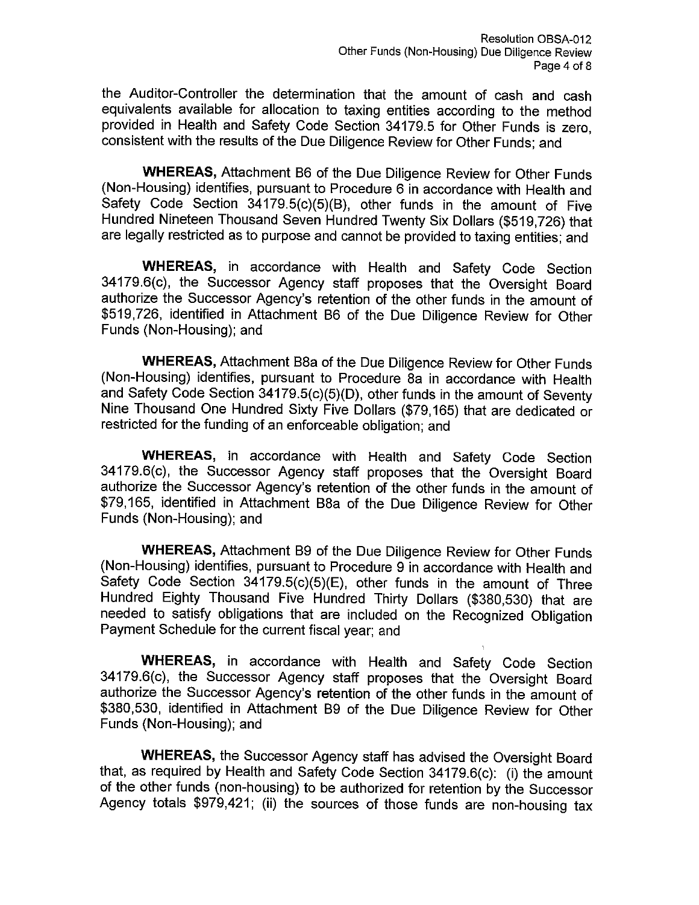the Auditor-Controller the determination that the amount of cash and cash equivalents available for allocation to taxing entities according to the method provided in Health and Safety Code Section 34179.5 for Other Funds is zero, consistent with the results of the Due Diligence Review for Other Funds; and

**WHEREAS,** Attachment B6 of the Due Diligence Review for Other Funds (Non-Housing) identifies, pursuant to Procedure 6 in accordance with Health and Safety Code Section 34179.5(c)(5)(B), other funds in the amount of Five Hundred Nineteen Thousand Seven Hundred Twenty Six Dollars ($519,726) that are legally restricted as to purpose and cannot be provided to taxing entities; and

**WHEREAS,** in accordance with Health and Safety Code Section 34179.6(c), the Successor Agency staff proposes that the Oversight Board authorize the Successor Agency's retention of the other funds in the amount of $519,726, identified in Attachment B6 of the Due Diligence Review for Other Funds (Non-Housing); and

**WHEREAS,** Attachment B8a of the Due Diligence Review for Other Funds (Non-Housing) identifies, pursuant to Procedure 8a in accordance with Health and Safety Code Section 34179.5(c)(5)(D), other funds in the amount of Seventy Nine Thousand One Hundred Sixty Five Dollars ($79,165) that are dedicated or restricted for the funding of an enforceable obligation; and

**WHEREAS,** in accordance with Health and Safety Code Section 34179.6(c), the Successor Agency staff proposes that the Oversight Board authorize the Successor Agency's retention of the other funds in the amount of $79,165, identified in Attachment B8a of the Due Diligence Review for Other Funds (Non-Housing); and

**WHEREAS,** Attachment B9 of the Due Diligence Review for Other Funds (Non-Housing) identifies, pursuant to Procedure 9 in accordance with Health and Safety Code Section 34179.5(c)(5)(E), other funds in the amount of Three Hundred Eighty Thousand Five Hundred Thirty Dollars ($380,530) that are needed to satisfy obligations that are included on the Recognized Obligation Payment Schedule for the current fiscal year; and

**WHEREAS,** in accordance with Health and Safety Code Section 34179.6(c), the Successor Agency staff proposes that the Oversight Board authorize the Successor Agency's retention of the other funds in the amount of $380,530, identified in Attachment B9 of the Due Diligence Review for Other Funds (Non-Housing); and

**WHEREAS,** the Successor Agency staff has advised the Oversight Board that, as required by Health and Safety Code Section 34179.6(c): (i) the amount of the other funds (non-housing) to be authorized for retention by the Successor Agency totals $979,421; (ii) the sources of those funds are non-housing tax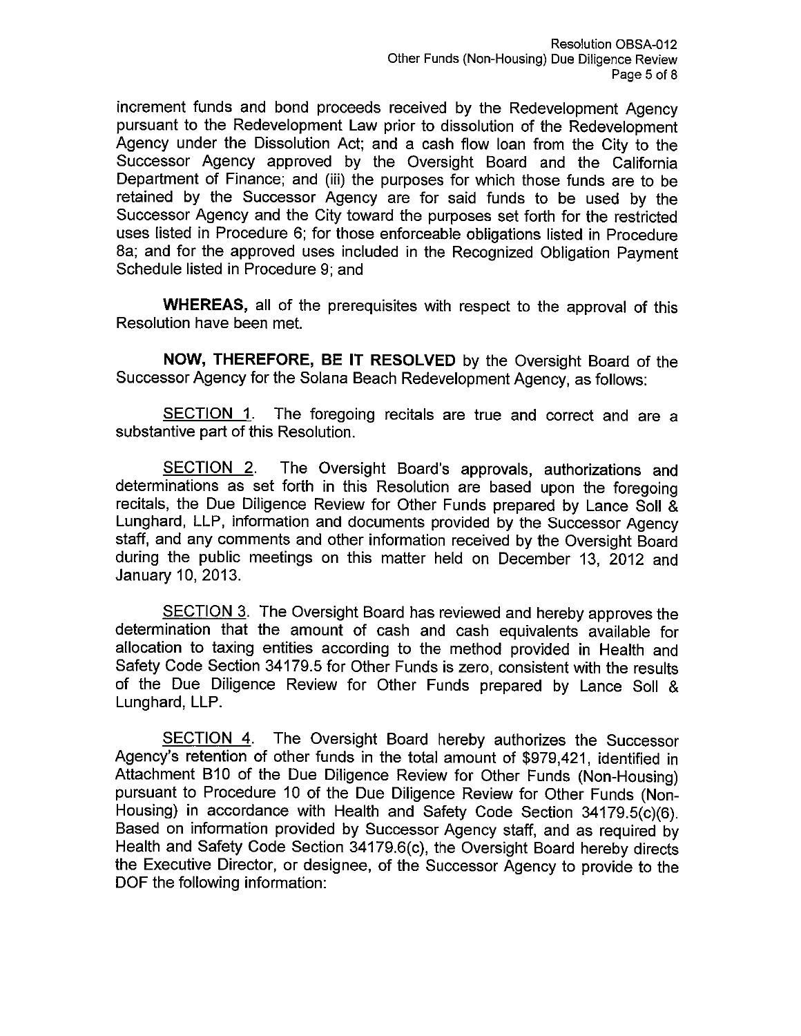increment funds and bond proceeds received by the Redevelopment Agency pursuant to the Redevelopment Law prior to dissolution of the Redevelopment Agency under the Dissolution Act; and a cash flow loan from the City to the Successor Agency approved by the Oversight Board and the California Department of Finance; and (iii) the purposes for which those funds are to be retained by the Successor Agency are for said funds to be used by the Successor Agency and the City toward the purposes set forth for the restricted uses listed in Procedure 6; for those enforceable obligations listed in Procedure 8a; and for the approved uses included in the Recognized Obligation Payment Schedule listed in Procedure 9; and

**WHEREAS,** all of the prerequisites with respect to the approval of this Resolution have been met.

**NOW, THEREFORE, BE IT RESOLVED** by the Oversight Board of the Successor Agency for the Solana Beach Redevelopment Agency, as follows:

<u>SECTION 1</u>. The foregoing recitals are true and correct and are a substantive part of this Resolution.

<u>SECTION 2</u>. The Oversight Board's approvals, authorizations and determinations as set forth in this Resolution are based upon the foregoing recitals, the Due Diligence Review for Other Funds prepared by Lance Soll & Lunghard, LLP, information and documents provided by the Successor Agency staff, and any comments and other information received by the Oversight Board during the public meetings on this matter held on December 13, 2012 and January 10, 2013.

<u>SECTION 3</u>. The Oversight Board has reviewed and hereby approves the determination that the amount of cash and cash equivalents available for allocation to taxing entities according to the method provided in Health and Safety Code Section 34179.5 for Other Funds is zero, consistent with the results of the Due Diligence Review for Other Funds prepared by Lance Soll & Lunghard, LLP.

<u>SECTION 4</u>. The Oversight Board hereby authorizes the Successor Agency's retention of other funds in the total amount of $979,421, identified in Attachment B10 of the Due Diligence Review for Other Funds (Non-Housing) pursuant to Procedure 10 of the Due Diligence Review for Other Funds (Non-Housing) in accordance with Health and Safety Code Section 34179.5(c)(6). Based on information provided by Successor Agency staff, and as required by Health and Safety Code Section 34179.6(c), the Oversight Board hereby directs the Executive Director, or designee, of the Successor Agency to provide to the DOF the following information: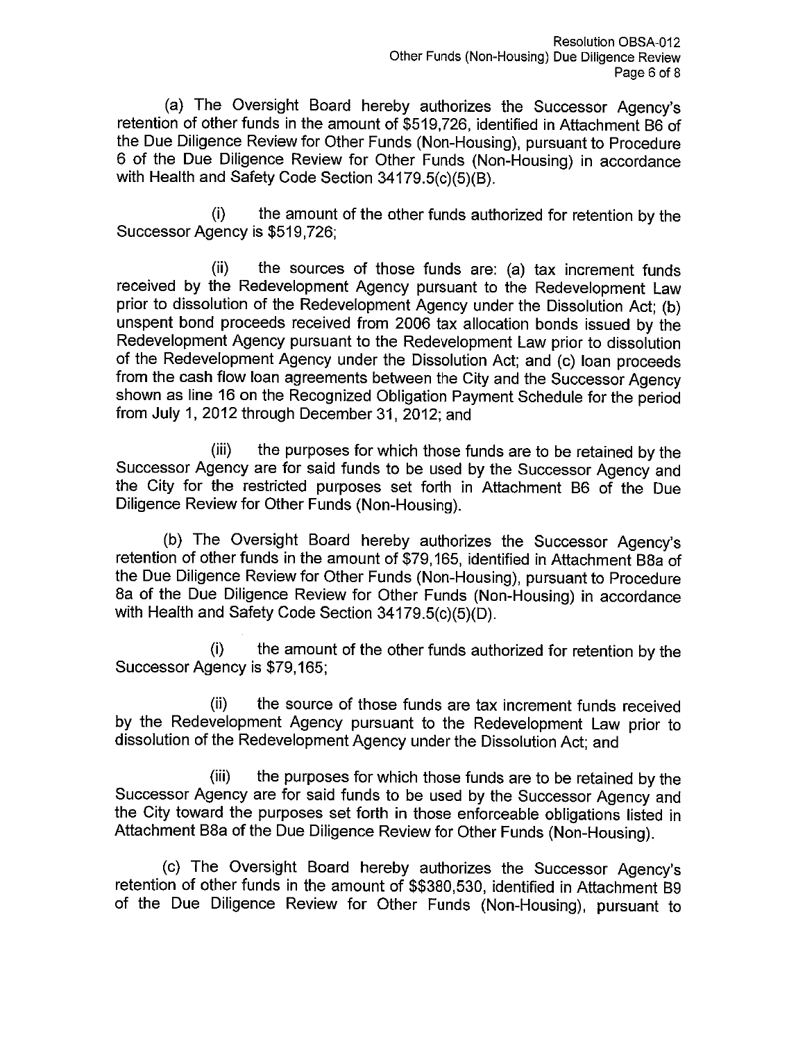(a) The Oversight Board hereby authorizes the Successor Agency's retention of other funds in the amount of $519,726, identified in Attachment B6 of the Due Diligence Review for Other Funds (Non-Housing), pursuant to Procedure 6 of the Due Diligence Review for Other Funds (Non-Housing) in accordance with Health and Safety Code Section 34179.5(c)(5)(B).

(i) the amount of the other funds authorized for retention by the Successor Agency is $519,726;

(ii) the sources of those funds are: (a) tax increment funds received by the Redevelopment Agency pursuant to the Redevelopment Law prior to dissolution of the Redevelopment Agency under the Dissolution Act; (b) unspent bond proceeds received from 2006 tax allocation bonds issued by the Redevelopment Agency pursuant to the Redevelopment Law prior to dissolution of the Redevelopment Agency under the Dissolution Act; and (c) loan proceeds from the cash flow loan agreements between the City and the Successor Agency shown as line 16 on the Recognized Obligation Payment Schedule for the period from July 1, 2012 through December 31, 2012; and

(iii) the purposes for which those funds are to be retained by the Successor Agency are for said funds to be used by the Successor Agency and the City for the restricted purposes set forth in Attachment B6 of the Due Diligence Review for Other Funds (Non-Housing).

(b) The Oversight Board hereby authorizes the Successor Agency's retention of other funds in the amount of $79,165, identified in Attachment B8a of the Due Diligence Review for Other Funds (Non-Housing), pursuant to Procedure 8a of the Due Diligence Review for Other Funds (Non-Housing) in accordance with Health and Safety Code Section 34179.5(c)(5)(D).

(i) the amount of the other funds authorized for retention by the Successor Agency is $79,165;

(ii) the source of those funds are tax increment funds received by the Redevelopment Agency pursuant to the Redevelopment Law prior to dissolution of the Redevelopment Agency under the Dissolution Act; and

(iii) the purposes for which those funds are to be retained by the Successor Agency are for said funds to be used by the Successor Agency and the City toward the purposes set forth in those enforceable obligations listed in Attachment B8a of the Due Diligence Review for Other Funds (Non-Housing).

(c) The Oversight Board hereby authorizes the Successor Agency's retention of other funds in the amount of $$380,530, identified in Attachment B9 of the Due Diligence Review for Other Funds (Non-Housing), pursuant to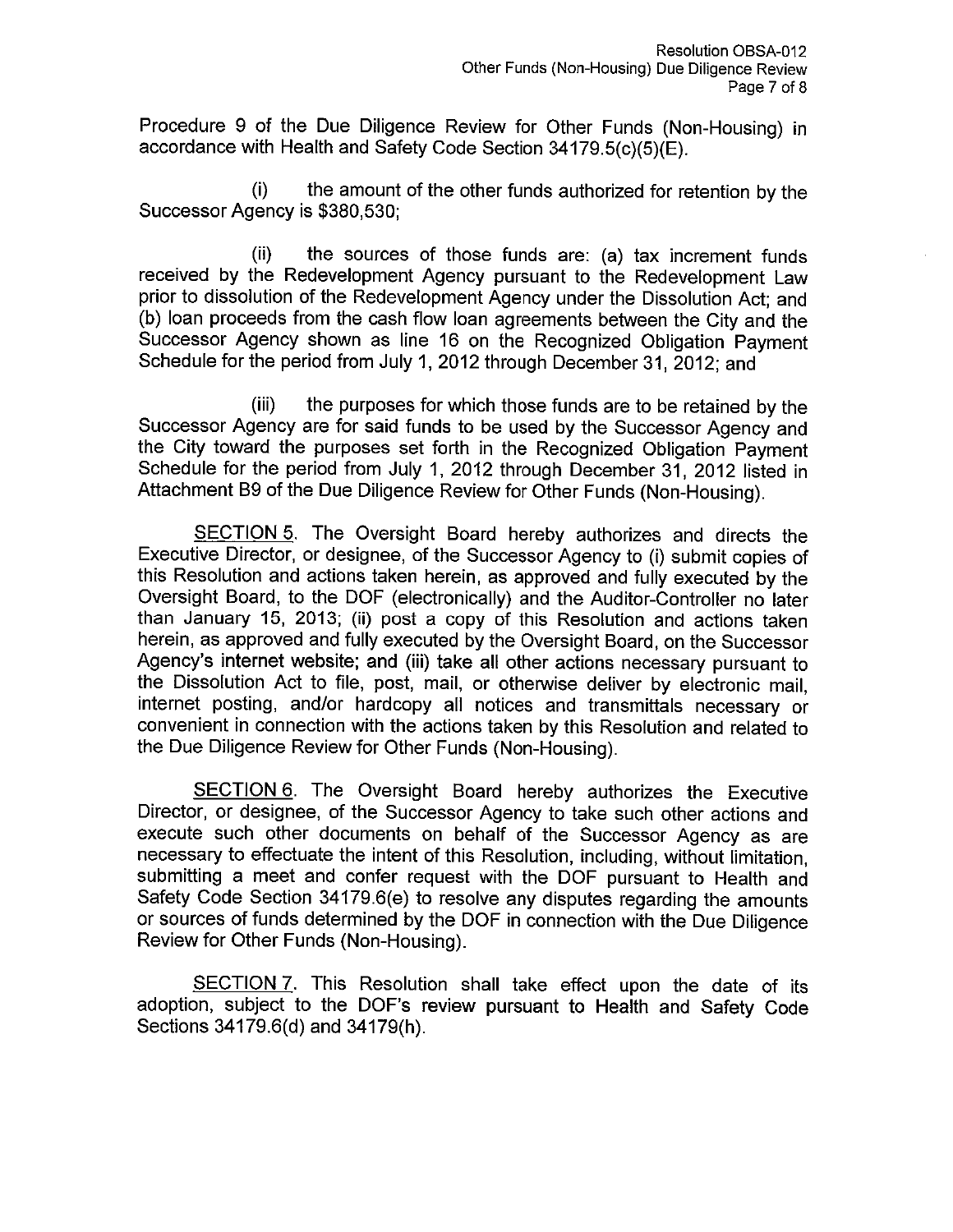Procedure 9 of the Due Diligence Review for Other Funds (Non-Housing) in accordance with Health and Safety Code Section 34179.5(c)(5)(E).

(i) the amount of the other funds authorized for retention by the Successor Agency is $380,530;

(ii) the sources of those funds are: (a) tax increment funds received by the Redevelopment Agency pursuant to the Redevelopment Law prior to dissolution of the Redevelopment Agency under the Dissolution Act; and (b) loan proceeds from the cash flow loan agreements between the City and the Successor Agency shown as line 16 on the Recognized Obligation Payment Schedule for the period from July 1, 2012 through December 31, 2012; and

(iii) the purposes for which those funds are to be retained by the Successor Agency are for said funds to be used by the Successor Agency and the City toward the purposes set forth in the Recognized Obligation Payment Schedule for the period from July 1, 2012 through December 31, 2012 listed in Attachment B9 of the Due Diligence Review for Other Funds (Non-Housing).

<u>SECTION 5</u>. The Oversight Board hereby authorizes and directs the Executive Director, or designee, of the Successor Agency to (i) submit copies of this Resolution and actions taken herein, as approved and fully executed by the Oversight Board, to the DOF (electronically) and the Auditor-Controller no later than January 15, 2013; (ii) post a copy of this Resolution and actions taken herein, as approved and fully executed by the Oversight Board, on the Successor Agency's internet website; and (iii) take all other actions necessary pursuant to the Dissolution Act to file, post, mail, or otherwise deliver by electronic mail, internet posting, and/or hardcopy all notices and transmittals necessary or convenient in connection with the actions taken by this Resolution and related to the Due Diligence Review for Other Funds (Non-Housing).

<u>SECTION 6</u>. The Oversight Board hereby authorizes the Executive Director, or designee, of the Successor Agency to take such other actions and execute such other documents on behalf of the Successor Agency as are necessary to effectuate the intent of this Resolution, including, without limitation, submitting a meet and confer request with the DOF pursuant to Health and Safety Code Section 34179.6(e) to resolve any disputes regarding the amounts or sources of funds determined by the DOF in connection with the Due Diligence Review for Other Funds (Non-Housing).

<u>SECTION 7</u>. This Resolution shall take effect upon the date of its adoption, subject to the DOF's review pursuant to Health and Safety Code Sections 34179.6(d) and 34179(h).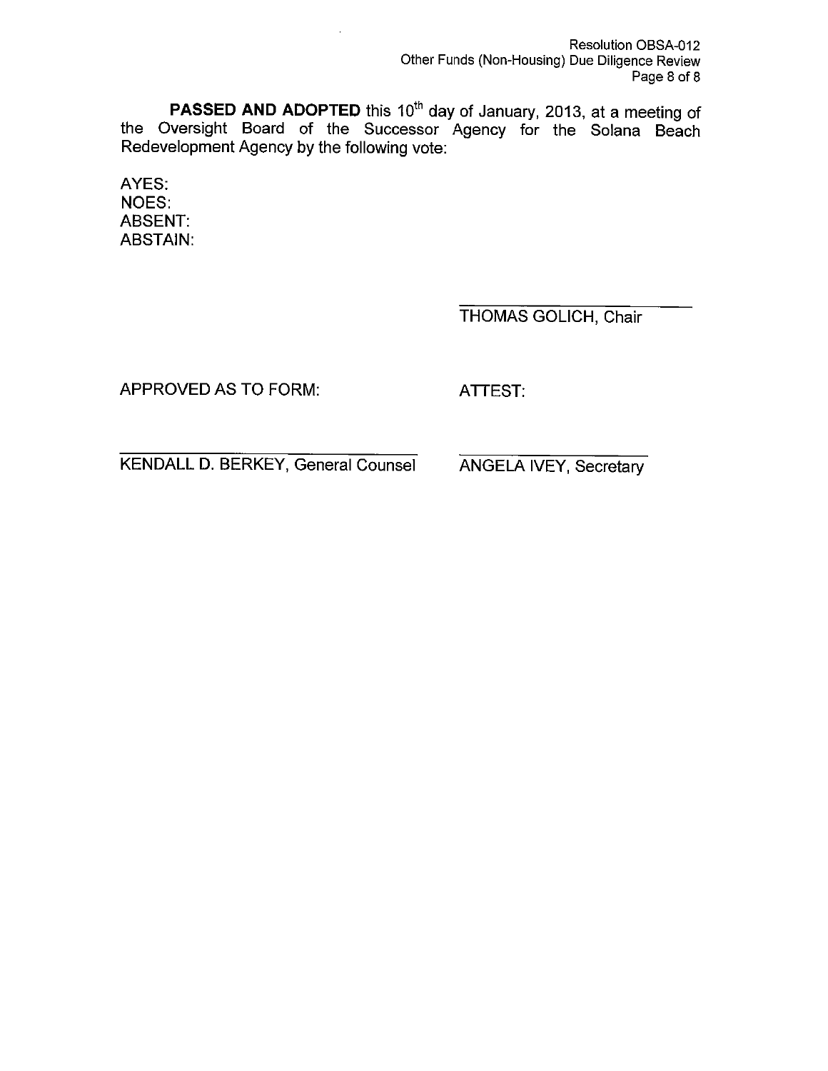**PASSED AND ADOPTED** this 10th day of January, 2013, at a meeting of the Oversight Board of the Successor Agency for the Solana Beach Redevelopment Agency by the following vote:

AYES:
NOES:
ABSENT:
ABSTAIN:

_________________________
THOMAS GOLICH, Chair

APPROVED AS TO FORM:

_________________________
KENDALL D. BERKEY, General Counsel

ATTEST:

_________________________
ANGELA IVEY, Secretary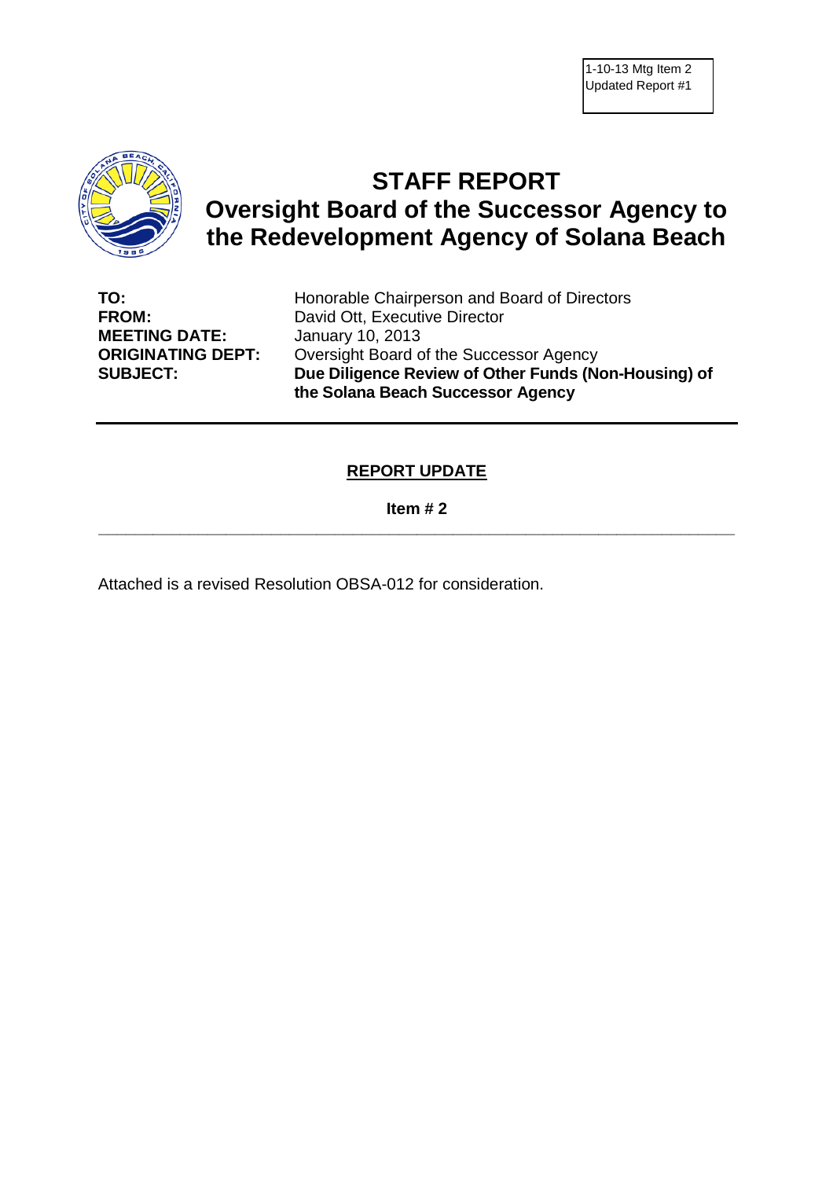1-10-13 Mtg Item 2
Updated Report #1

# STAFF REPORT
# Oversight Board of the Successor Agency to the Redevelopment Agency of Solana Beach

| | |
|---|---|
| **TO:** | Honorable Chairperson and Board of Directors |
| **FROM:** | David Ott, Executive Director |
| **MEETING DATE:** | January 10, 2013 |
| **ORIGINATING DEPT:** | Oversight Board of the Successor Agency |
| **SUBJECT:** | **Due Diligence Review of Other Funds (Non-Housing) of the Solana Beach Successor Agency** |

---

## REPORT UPDATE

**Item # 2**

---

Attached is a revised Resolution OBSA-012 for consideration.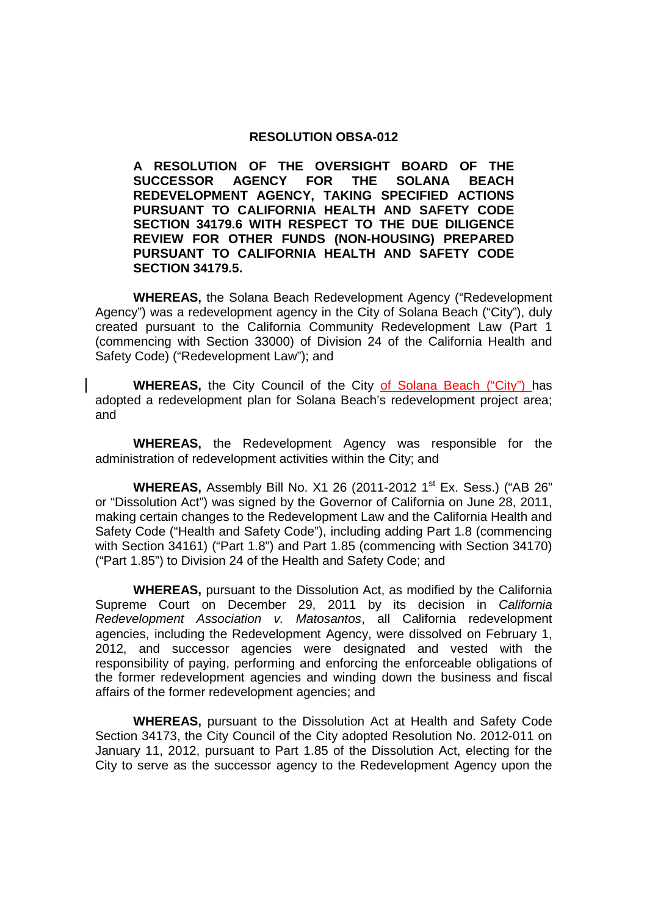**RESOLUTION OBSA-012**

**A RESOLUTION OF THE OVERSIGHT BOARD OF THE SUCCESSOR AGENCY FOR THE SOLANA BEACH REDEVELOPMENT AGENCY, TAKING SPECIFIED ACTIONS PURSUANT TO CALIFORNIA HEALTH AND SAFETY CODE SECTION 34179.6 WITH RESPECT TO THE DUE DILIGENCE REVIEW FOR OTHER FUNDS (NON-HOUSING) PREPARED PURSUANT TO CALIFORNIA HEALTH AND SAFETY CODE SECTION 34179.5.**

**WHEREAS,** the Solana Beach Redevelopment Agency ("Redevelopment Agency") was a redevelopment agency in the City of Solana Beach ("City"), duly created pursuant to the California Community Redevelopment Law (Part 1 (commencing with Section 33000) of Division 24 of the California Health and Safety Code) ("Redevelopment Law"); and

**WHEREAS,** the City Council of the City of Solana Beach ("City") has adopted a redevelopment plan for Solana Beach's redevelopment project area; and

**WHEREAS,** the Redevelopment Agency was responsible for the administration of redevelopment activities within the City; and

**WHEREAS,** Assembly Bill No. X1 26 (2011-2012 1st Ex. Sess.) ("AB 26" or "Dissolution Act") was signed by the Governor of California on June 28, 2011, making certain changes to the Redevelopment Law and the California Health and Safety Code ("Health and Safety Code"), including adding Part 1.8 (commencing with Section 34161) ("Part 1.8") and Part 1.85 (commencing with Section 34170) ("Part 1.85") to Division 24 of the Health and Safety Code; and

**WHEREAS,** pursuant to the Dissolution Act, as modified by the California Supreme Court on December 29, 2011 by its decision in *California Redevelopment Association v. Matosantos*, all California redevelopment agencies, including the Redevelopment Agency, were dissolved on February 1, 2012, and successor agencies were designated and vested with the responsibility of paying, performing and enforcing the enforceable obligations of the former redevelopment agencies and winding down the business and fiscal affairs of the former redevelopment agencies; and

**WHEREAS,** pursuant to the Dissolution Act at Health and Safety Code Section 34173, the City Council of the City adopted Resolution No. 2012-011 on January 11, 2012, pursuant to Part 1.85 of the Dissolution Act, electing for the City to serve as the successor agency to the Redevelopment Agency upon the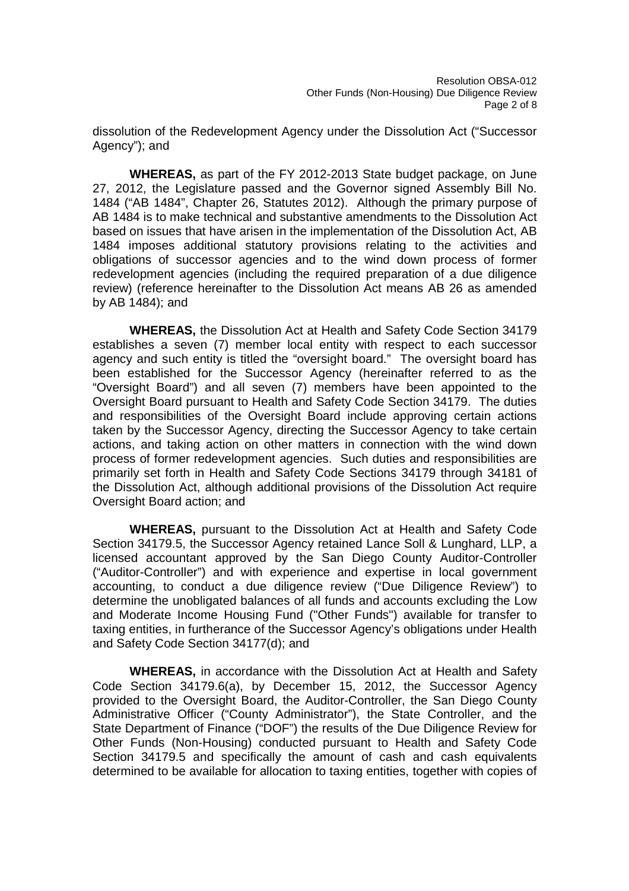dissolution of the Redevelopment Agency under the Dissolution Act ("Successor Agency"); and

**WHEREAS,** as part of the FY 2012-2013 State budget package, on June 27, 2012, the Legislature passed and the Governor signed Assembly Bill No. 1484 ("AB 1484", Chapter 26, Statutes 2012). Although the primary purpose of AB 1484 is to make technical and substantive amendments to the Dissolution Act based on issues that have arisen in the implementation of the Dissolution Act, AB 1484 imposes additional statutory provisions relating to the activities and obligations of successor agencies and to the wind down process of former redevelopment agencies (including the required preparation of a due diligence review) (reference hereinafter to the Dissolution Act means AB 26 as amended by AB 1484); and

**WHEREAS,** the Dissolution Act at Health and Safety Code Section 34179 establishes a seven (7) member local entity with respect to each successor agency and such entity is titled the "oversight board." The oversight board has been established for the Successor Agency (hereinafter referred to as the "Oversight Board") and all seven (7) members have been appointed to the Oversight Board pursuant to Health and Safety Code Section 34179. The duties and responsibilities of the Oversight Board include approving certain actions taken by the Successor Agency, directing the Successor Agency to take certain actions, and taking action on other matters in connection with the wind down process of former redevelopment agencies. Such duties and responsibilities are primarily set forth in Health and Safety Code Sections 34179 through 34181 of the Dissolution Act, although additional provisions of the Dissolution Act require Oversight Board action; and

**WHEREAS,** pursuant to the Dissolution Act at Health and Safety Code Section 34179.5, the Successor Agency retained Lance Soll & Lunghard, LLP, a licensed accountant approved by the San Diego County Auditor-Controller ("Auditor-Controller") and with experience and expertise in local government accounting, to conduct a due diligence review ("Due Diligence Review") to determine the unobligated balances of all funds and accounts excluding the Low and Moderate Income Housing Fund ("Other Funds") available for transfer to taxing entities, in furtherance of the Successor Agency's obligations under Health and Safety Code Section 34177(d); and

**WHEREAS,** in accordance with the Dissolution Act at Health and Safety Code Section 34179.6(a), by December 15, 2012, the Successor Agency provided to the Oversight Board, the Auditor-Controller, the San Diego County Administrative Officer ("County Administrator"), the State Controller, and the State Department of Finance ("DOF") the results of the Due Diligence Review for Other Funds (Non-Housing) conducted pursuant to Health and Safety Code Section 34179.5 and specifically the amount of cash and cash equivalents determined to be available for allocation to taxing entities, together with copies of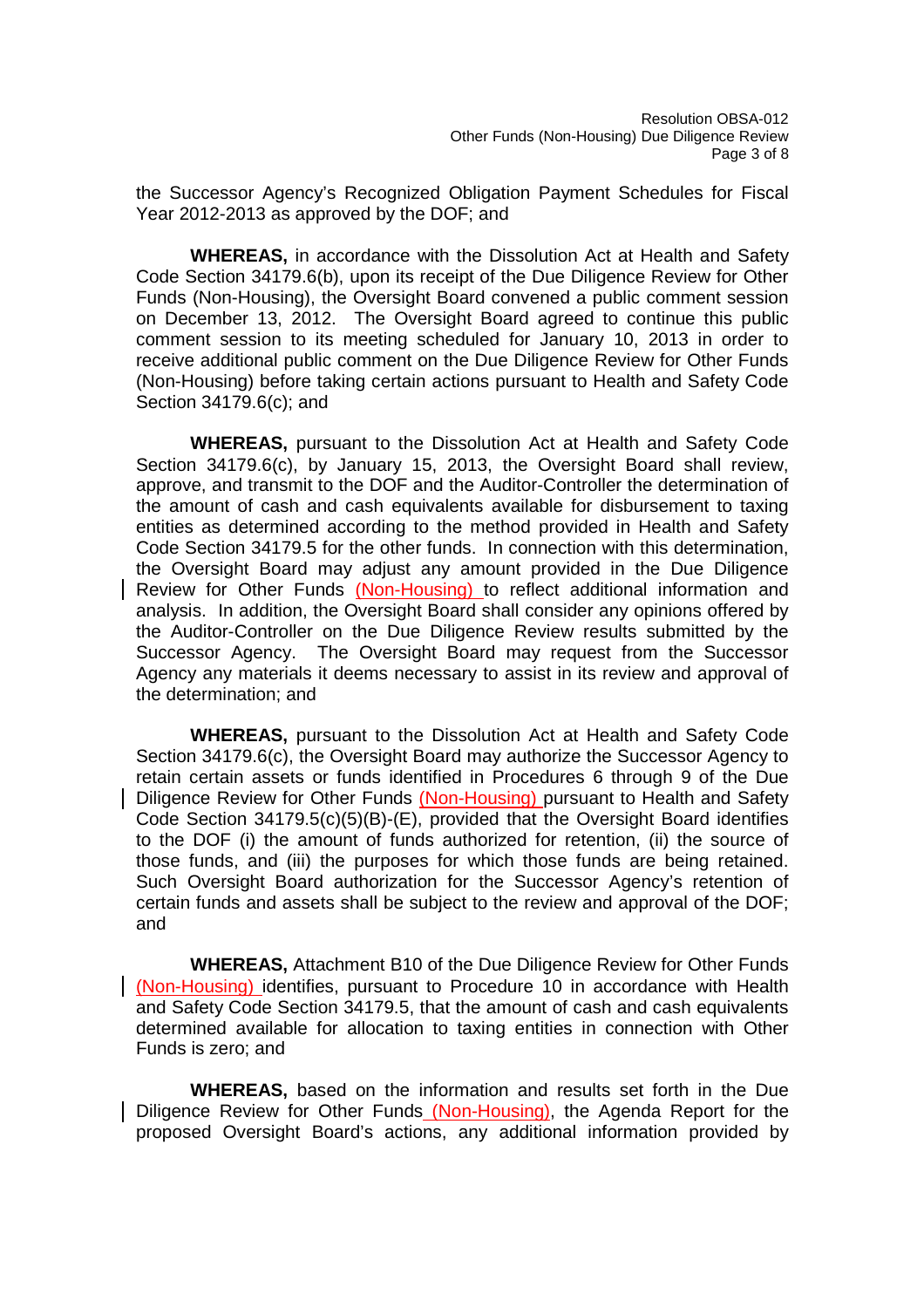the Successor Agency's Recognized Obligation Payment Schedules for Fiscal Year 2012-2013 as approved by the DOF; and

**WHEREAS,** in accordance with the Dissolution Act at Health and Safety Code Section 34179.6(b), upon its receipt of the Due Diligence Review for Other Funds (Non-Housing), the Oversight Board convened a public comment session on December 13, 2012. The Oversight Board agreed to continue this public comment session to its meeting scheduled for January 10, 2013 in order to receive additional public comment on the Due Diligence Review for Other Funds (Non-Housing) before taking certain actions pursuant to Health and Safety Code Section 34179.6(c); and

**WHEREAS,** pursuant to the Dissolution Act at Health and Safety Code Section 34179.6(c), by January 15, 2013, the Oversight Board shall review, approve, and transmit to the DOF and the Auditor-Controller the determination of the amount of cash and cash equivalents available for disbursement to taxing entities as determined according to the method provided in Health and Safety Code Section 34179.5 for the other funds. In connection with this determination, the Oversight Board may adjust any amount provided in the Due Diligence Review for Other Funds (Non-Housing) to reflect additional information and analysis. In addition, the Oversight Board shall consider any opinions offered by the Auditor-Controller on the Due Diligence Review results submitted by the Successor Agency. The Oversight Board may request from the Successor Agency any materials it deems necessary to assist in its review and approval of the determination; and

**WHEREAS,** pursuant to the Dissolution Act at Health and Safety Code Section 34179.6(c), the Oversight Board may authorize the Successor Agency to retain certain assets or funds identified in Procedures 6 through 9 of the Due Diligence Review for Other Funds (Non-Housing) pursuant to Health and Safety Code Section 34179.5(c)(5)(B)-(E), provided that the Oversight Board identifies to the DOF (i) the amount of funds authorized for retention, (ii) the source of those funds, and (iii) the purposes for which those funds are being retained. Such Oversight Board authorization for the Successor Agency's retention of certain funds and assets shall be subject to the review and approval of the DOF; and

**WHEREAS,** Attachment B10 of the Due Diligence Review for Other Funds (Non-Housing) identifies, pursuant to Procedure 10 in accordance with Health and Safety Code Section 34179.5, that the amount of cash and cash equivalents determined available for allocation to taxing entities in connection with Other Funds is zero; and

**WHEREAS,** based on the information and results set forth in the Due Diligence Review for Other Funds (Non-Housing), the Agenda Report for the proposed Oversight Board's actions, any additional information provided by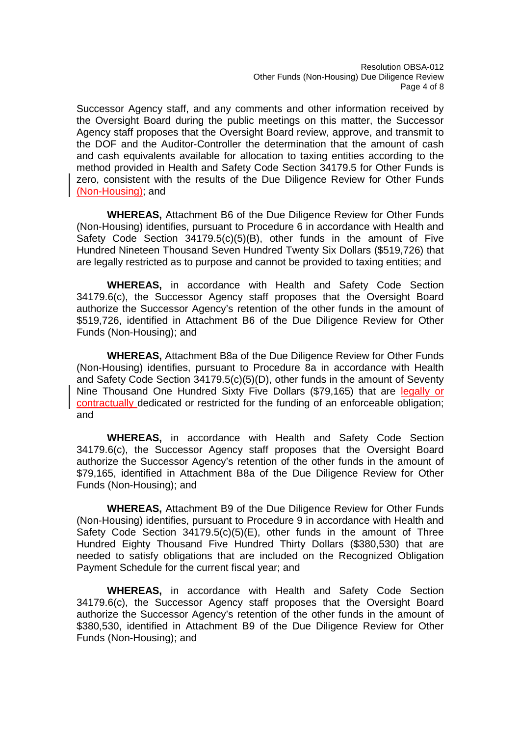Successor Agency staff, and any comments and other information received by the Oversight Board during the public meetings on this matter, the Successor Agency staff proposes that the Oversight Board review, approve, and transmit to the DOF and the Auditor-Controller the determination that the amount of cash and cash equivalents available for allocation to taxing entities according to the method provided in Health and Safety Code Section 34179.5 for Other Funds is zero, consistent with the results of the Due Diligence Review for Other Funds (Non-Housing); and

**WHEREAS,** Attachment B6 of the Due Diligence Review for Other Funds (Non-Housing) identifies, pursuant to Procedure 6 in accordance with Health and Safety Code Section 34179.5(c)(5)(B), other funds in the amount of Five Hundred Nineteen Thousand Seven Hundred Twenty Six Dollars ($519,726) that are legally restricted as to purpose and cannot be provided to taxing entities; and

**WHEREAS,** in accordance with Health and Safety Code Section 34179.6(c), the Successor Agency staff proposes that the Oversight Board authorize the Successor Agency's retention of the other funds in the amount of $519,726, identified in Attachment B6 of the Due Diligence Review for Other Funds (Non-Housing); and

**WHEREAS,** Attachment B8a of the Due Diligence Review for Other Funds (Non-Housing) identifies, pursuant to Procedure 8a in accordance with Health and Safety Code Section 34179.5(c)(5)(D), other funds in the amount of Seventy Nine Thousand One Hundred Sixty Five Dollars ($79,165) that are legally or contractually dedicated or restricted for the funding of an enforceable obligation; and

**WHEREAS,** in accordance with Health and Safety Code Section 34179.6(c), the Successor Agency staff proposes that the Oversight Board authorize the Successor Agency's retention of the other funds in the amount of $79,165, identified in Attachment B8a of the Due Diligence Review for Other Funds (Non-Housing); and

**WHEREAS,** Attachment B9 of the Due Diligence Review for Other Funds (Non-Housing) identifies, pursuant to Procedure 9 in accordance with Health and Safety Code Section 34179.5(c)(5)(E), other funds in the amount of Three Hundred Eighty Thousand Five Hundred Thirty Dollars ($380,530) that are needed to satisfy obligations that are included on the Recognized Obligation Payment Schedule for the current fiscal year; and

**WHEREAS,** in accordance with Health and Safety Code Section 34179.6(c), the Successor Agency staff proposes that the Oversight Board authorize the Successor Agency's retention of the other funds in the amount of $380,530, identified in Attachment B9 of the Due Diligence Review for Other Funds (Non-Housing); and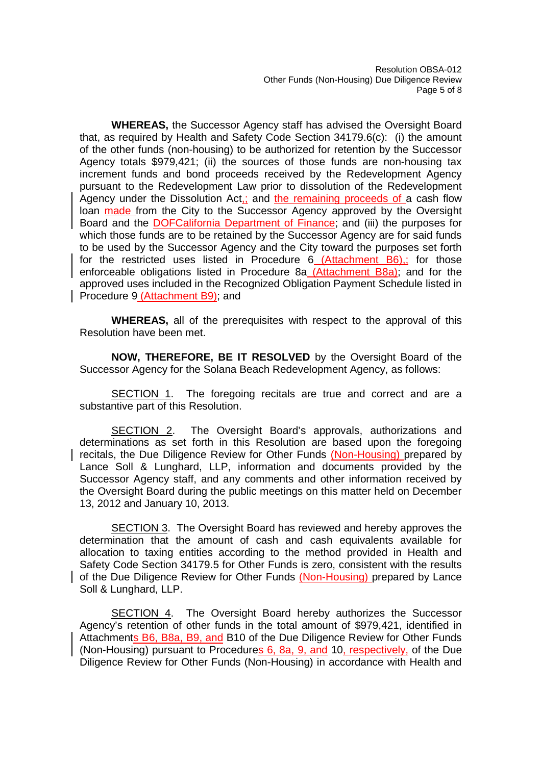**WHEREAS,** the Successor Agency staff has advised the Oversight Board that, as required by Health and Safety Code Section 34179.6(c): (i) the amount of the other funds (non-housing) to be authorized for retention by the Successor Agency totals $979,421; (ii) the sources of those funds are non-housing tax increment funds and bond proceeds received by the Redevelopment Agency pursuant to the Redevelopment Law prior to dissolution of the Redevelopment Agency under the Dissolution Act,; and the remaining proceeds of a cash flow loan made from the City to the Successor Agency approved by the Oversight Board and the DOFCalifornia Department of Finance; and (iii) the purposes for which those funds are to be retained by the Successor Agency are for said funds to be used by the Successor Agency and the City toward the purposes set forth for the restricted uses listed in Procedure 6 (Attachment B6),; for those enforceable obligations listed in Procedure 8a (Attachment B8a); and for the approved uses included in the Recognized Obligation Payment Schedule listed in Procedure 9 (Attachment B9); and

**WHEREAS,** all of the prerequisites with respect to the approval of this Resolution have been met.

**NOW, THEREFORE, BE IT RESOLVED** by the Oversight Board of the Successor Agency for the Solana Beach Redevelopment Agency, as follows:

SECTION 1. The foregoing recitals are true and correct and are a substantive part of this Resolution.

SECTION 2. The Oversight Board's approvals, authorizations and determinations as set forth in this Resolution are based upon the foregoing recitals, the Due Diligence Review for Other Funds (Non-Housing) prepared by Lance Soll & Lunghard, LLP, information and documents provided by the Successor Agency staff, and any comments and other information received by the Oversight Board during the public meetings on this matter held on December 13, 2012 and January 10, 2013.

SECTION 3. The Oversight Board has reviewed and hereby approves the determination that the amount of cash and cash equivalents available for allocation to taxing entities according to the method provided in Health and Safety Code Section 34179.5 for Other Funds is zero, consistent with the results of the Due Diligence Review for Other Funds (Non-Housing) prepared by Lance Soll & Lunghard, LLP.

SECTION 4. The Oversight Board hereby authorizes the Successor Agency's retention of other funds in the total amount of $979,421, identified in Attachments B6, B8a, B9, and B10 of the Due Diligence Review for Other Funds (Non-Housing) pursuant to Procedures 6, 8a, 9, and 10, respectively, of the Due Diligence Review for Other Funds (Non-Housing) in accordance with Health and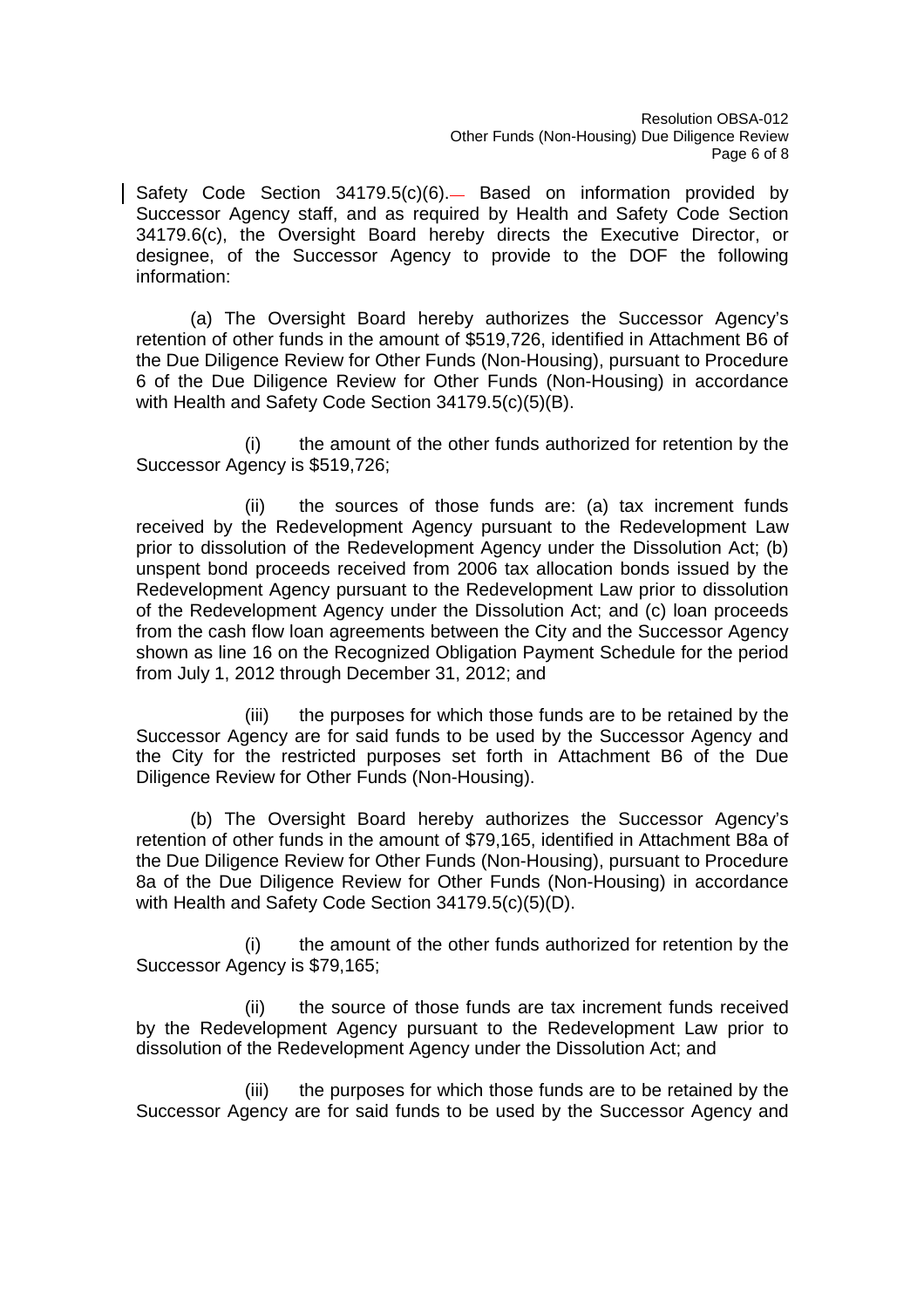Safety Code Section 34179.5(c)(6). Based on information provided by Successor Agency staff, and as required by Health and Safety Code Section 34179.6(c), the Oversight Board hereby directs the Executive Director, or designee, of the Successor Agency to provide to the DOF the following information:

(a) The Oversight Board hereby authorizes the Successor Agency's retention of other funds in the amount of $519,726, identified in Attachment B6 of the Due Diligence Review for Other Funds (Non-Housing), pursuant to Procedure 6 of the Due Diligence Review for Other Funds (Non-Housing) in accordance with Health and Safety Code Section 34179.5(c)(5)(B).

(i) the amount of the other funds authorized for retention by the Successor Agency is $519,726;

(ii) the sources of those funds are: (a) tax increment funds received by the Redevelopment Agency pursuant to the Redevelopment Law prior to dissolution of the Redevelopment Agency under the Dissolution Act; (b) unspent bond proceeds received from 2006 tax allocation bonds issued by the Redevelopment Agency pursuant to the Redevelopment Law prior to dissolution of the Redevelopment Agency under the Dissolution Act; and (c) loan proceeds from the cash flow loan agreements between the City and the Successor Agency shown as line 16 on the Recognized Obligation Payment Schedule for the period from July 1, 2012 through December 31, 2012; and

(iii) the purposes for which those funds are to be retained by the Successor Agency are for said funds to be used by the Successor Agency and the City for the restricted purposes set forth in Attachment B6 of the Due Diligence Review for Other Funds (Non-Housing).

(b) The Oversight Board hereby authorizes the Successor Agency's retention of other funds in the amount of $79,165, identified in Attachment B8a of the Due Diligence Review for Other Funds (Non-Housing), pursuant to Procedure 8a of the Due Diligence Review for Other Funds (Non-Housing) in accordance with Health and Safety Code Section 34179.5(c)(5)(D).

(i) the amount of the other funds authorized for retention by the Successor Agency is $79,165;

(ii) the source of those funds are tax increment funds received by the Redevelopment Agency pursuant to the Redevelopment Law prior to dissolution of the Redevelopment Agency under the Dissolution Act; and

(iii) the purposes for which those funds are to be retained by the Successor Agency are for said funds to be used by the Successor Agency and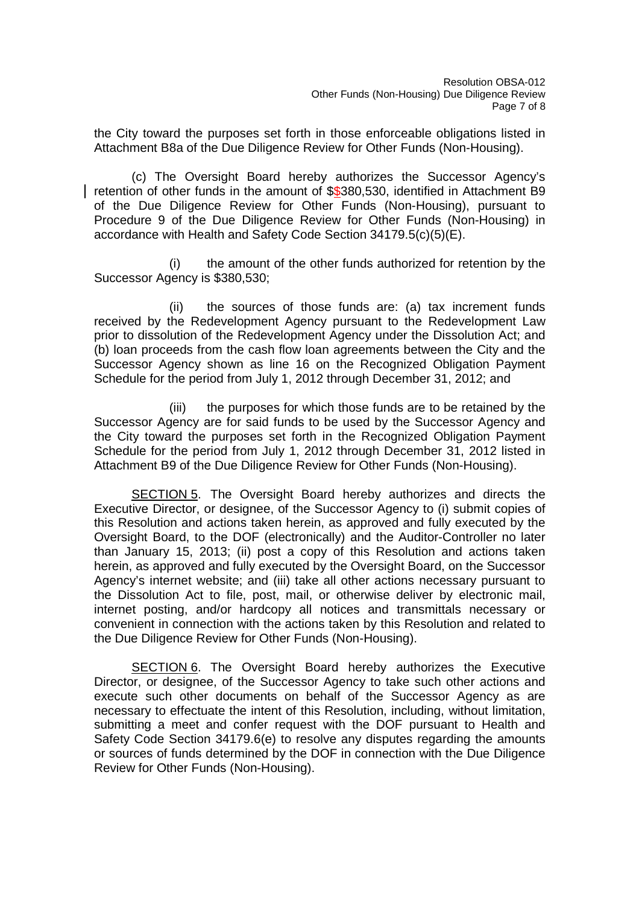the City toward the purposes set forth in those enforceable obligations listed in Attachment B8a of the Due Diligence Review for Other Funds (Non-Housing).

(c) The Oversight Board hereby authorizes the Successor Agency's retention of other funds in the amount of $$380,530, identified in Attachment B9 of the Due Diligence Review for Other Funds (Non-Housing), pursuant to Procedure 9 of the Due Diligence Review for Other Funds (Non-Housing) in accordance with Health and Safety Code Section 34179.5(c)(5)(E).

(i) the amount of the other funds authorized for retention by the Successor Agency is $380,530;

(ii) the sources of those funds are: (a) tax increment funds received by the Redevelopment Agency pursuant to the Redevelopment Law prior to dissolution of the Redevelopment Agency under the Dissolution Act; and (b) loan proceeds from the cash flow loan agreements between the City and the Successor Agency shown as line 16 on the Recognized Obligation Payment Schedule for the period from July 1, 2012 through December 31, 2012; and

(iii) the purposes for which those funds are to be retained by the Successor Agency are for said funds to be used by the Successor Agency and the City toward the purposes set forth in the Recognized Obligation Payment Schedule for the period from July 1, 2012 through December 31, 2012 listed in Attachment B9 of the Due Diligence Review for Other Funds (Non-Housing).

SECTION 5. The Oversight Board hereby authorizes and directs the Executive Director, or designee, of the Successor Agency to (i) submit copies of this Resolution and actions taken herein, as approved and fully executed by the Oversight Board, to the DOF (electronically) and the Auditor-Controller no later than January 15, 2013; (ii) post a copy of this Resolution and actions taken herein, as approved and fully executed by the Oversight Board, on the Successor Agency's internet website; and (iii) take all other actions necessary pursuant to the Dissolution Act to file, post, mail, or otherwise deliver by electronic mail, internet posting, and/or hardcopy all notices and transmittals necessary or convenient in connection with the actions taken by this Resolution and related to the Due Diligence Review for Other Funds (Non-Housing).

SECTION 6. The Oversight Board hereby authorizes the Executive Director, or designee, of the Successor Agency to take such other actions and execute such other documents on behalf of the Successor Agency as are necessary to effectuate the intent of this Resolution, including, without limitation, submitting a meet and confer request with the DOF pursuant to Health and Safety Code Section 34179.6(e) to resolve any disputes regarding the amounts or sources of funds determined by the DOF in connection with the Due Diligence Review for Other Funds (Non-Housing).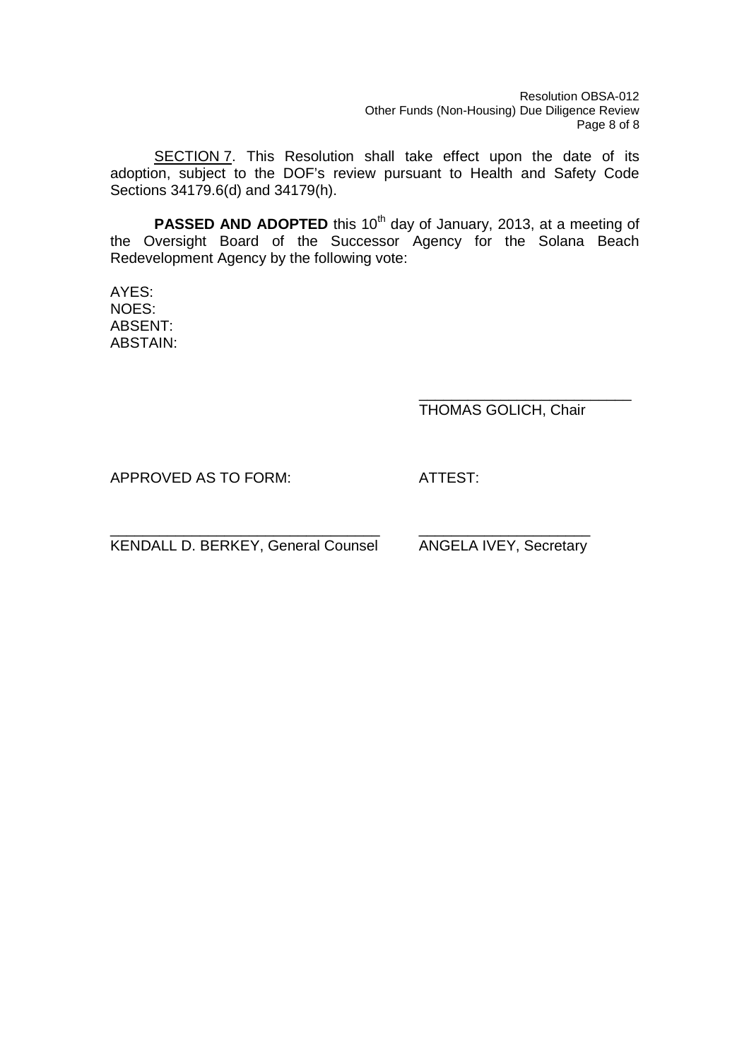SECTION 7. This Resolution shall take effect upon the date of its adoption, subject to the DOF's review pursuant to Health and Safety Code Sections 34179.6(d) and 34179(h).

**PASSED AND ADOPTED** this 10th day of January, 2013, at a meeting of the Oversight Board of the Successor Agency for the Solana Beach Redevelopment Agency by the following vote:

AYES:
NOES:
ABSENT:
ABSTAIN:

___________________________
THOMAS GOLICH, Chair

APPROVED AS TO FORM:

___________________________
KENDALL D. BERKEY, General Counsel

ATTEST:

___________________________
ANGELA IVEY, Secretary